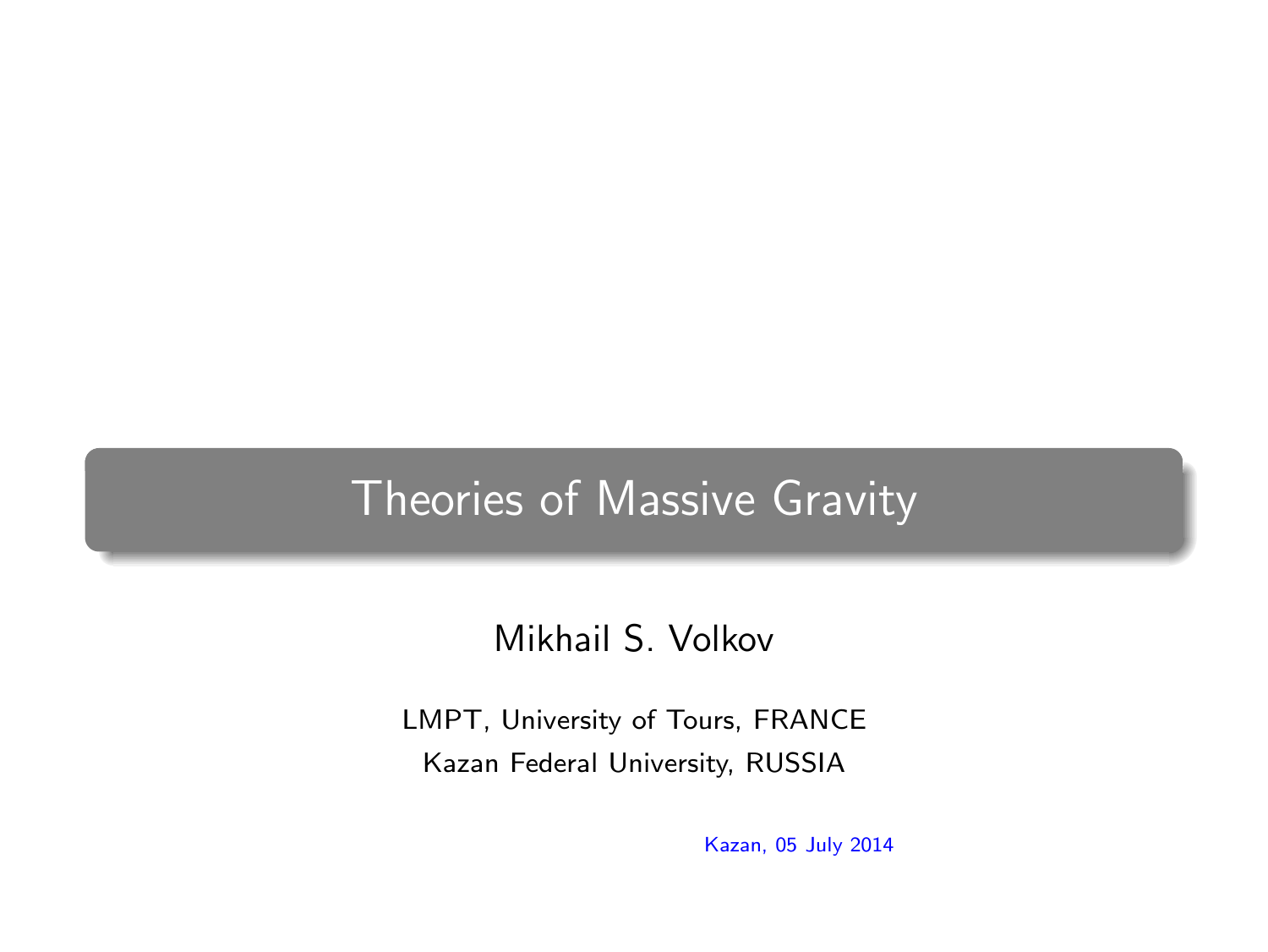# Theories of Massive Gravity

Mikhail S. Volkov

LMPT, University of Tours, FRANCE

Kazan Federal University, RUSSIA

Kazan, 05 July 2014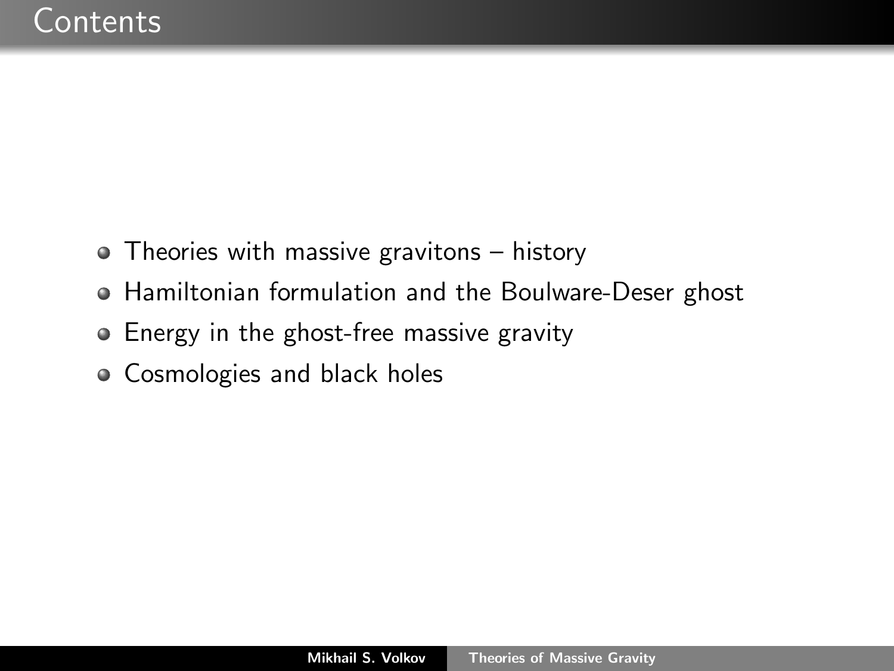# Contents

- Theories with massive gravitons – history
- Hamiltonian formulation and the Boulware-Deser ghost
- Energy in the ghost-free massive gravity
- Cosmologies and black holes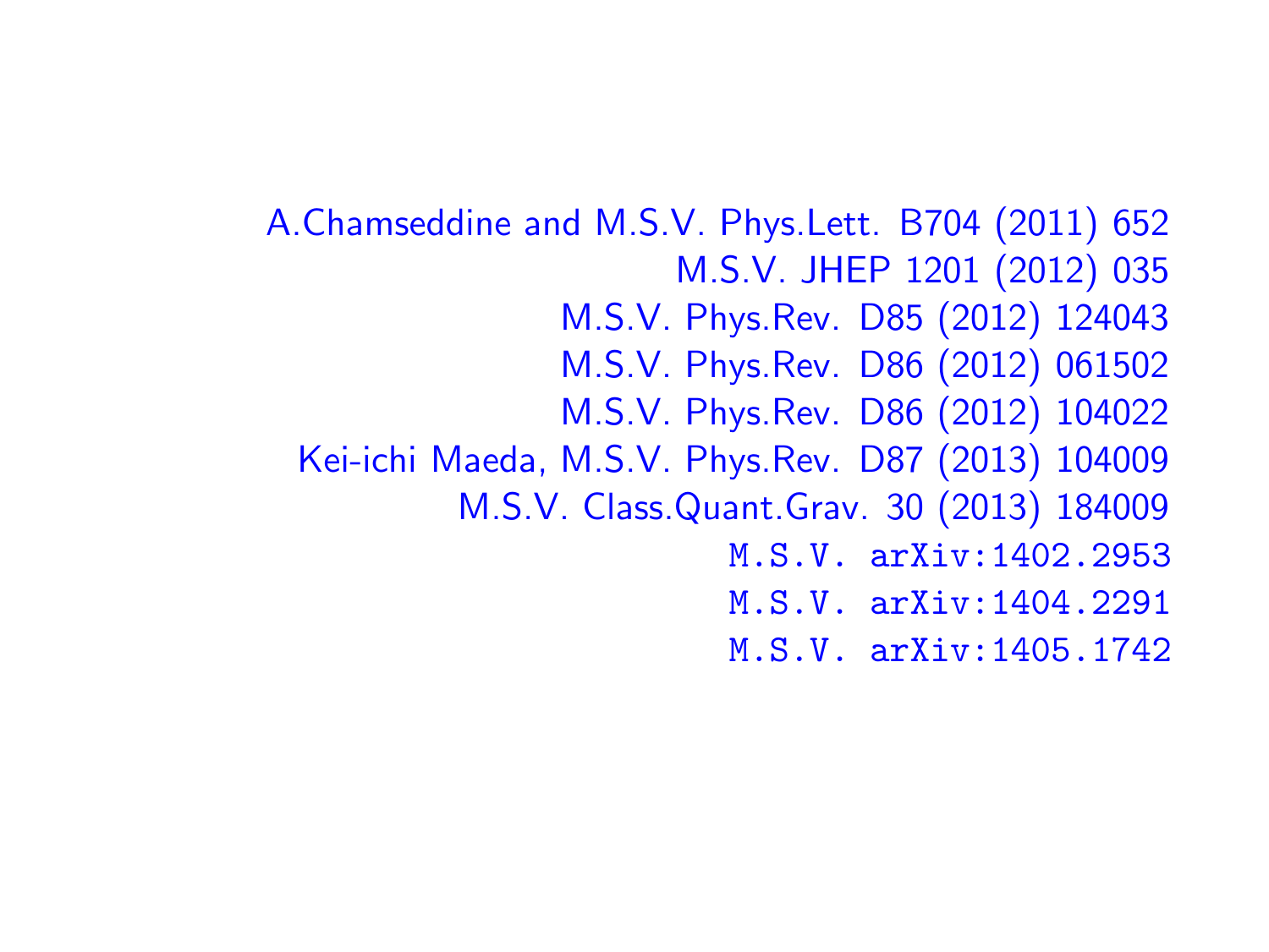A.Chamseddine and M.S.V. Phys.Lett. B704 (2011) 652

M.S.V. JHEP 1201 (2012) 035

M.S.V. Phys.Rev. D85 (2012) 124043

M.S.V. Phys.Rev. D86 (2012) 061502

M.S.V. Phys.Rev. D86 (2012) 104022

Kei-ichi Maeda, M.S.V. Phys.Rev. D87 (2013) 104009

M.S.V. Class.Quant.Grav. 30 (2013) 184009

M.S.V. arXiv:1402.2953

M.S.V. arXiv:1404.2291

M.S.V. arXiv:1405.1742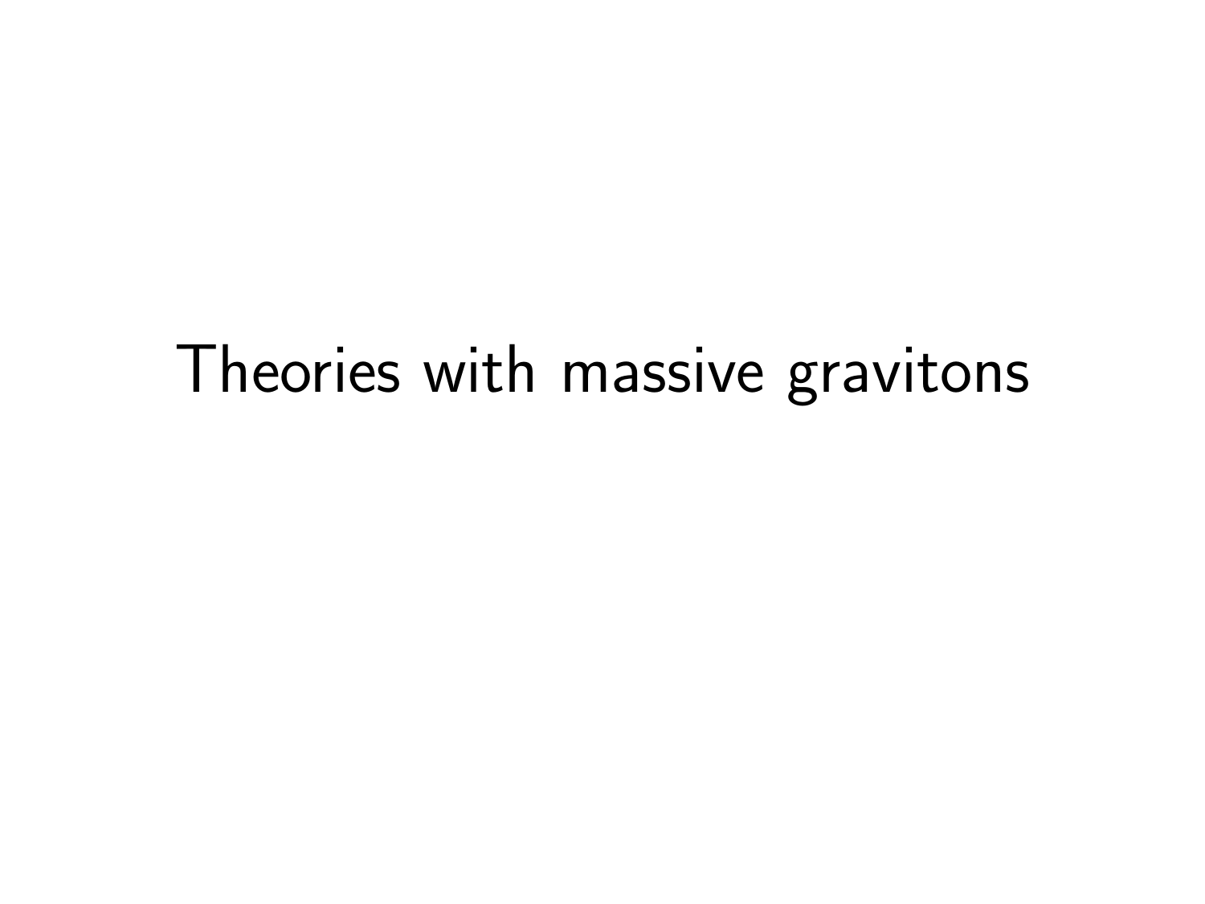# Theories with massive gravitons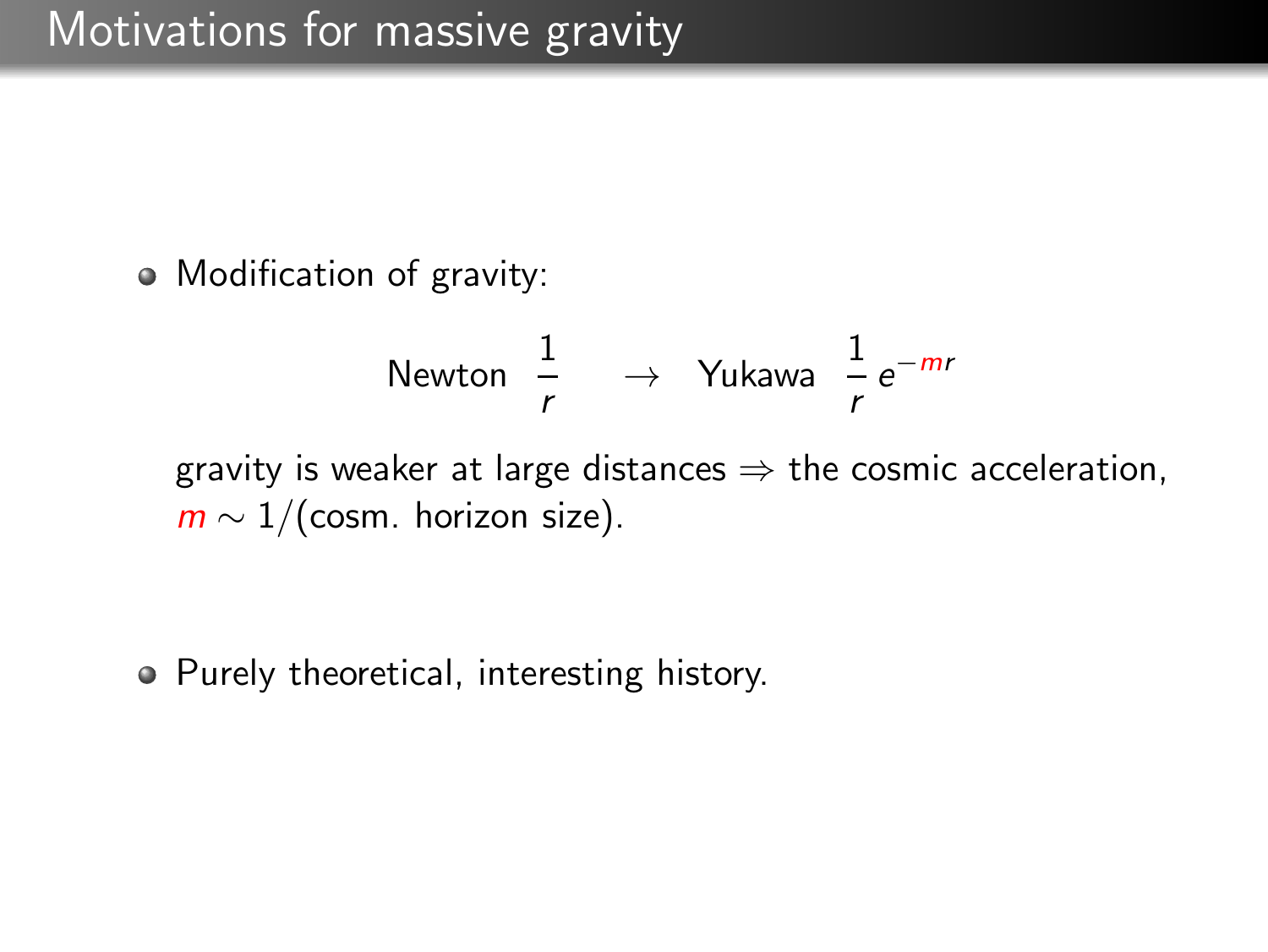# Motivations for massive gravity

- Modification of gravity:

$$\text{Newton } \frac{1}{r} \quad \rightarrow \quad \text{Yukawa } \frac{1}{r}\, e^{-mr}$$

  gravity is weaker at large distances $\Rightarrow$ the cosmic acceleration, $m \sim 1/(\text{cosm. horizon size})$.

- Purely theoretical, interesting history.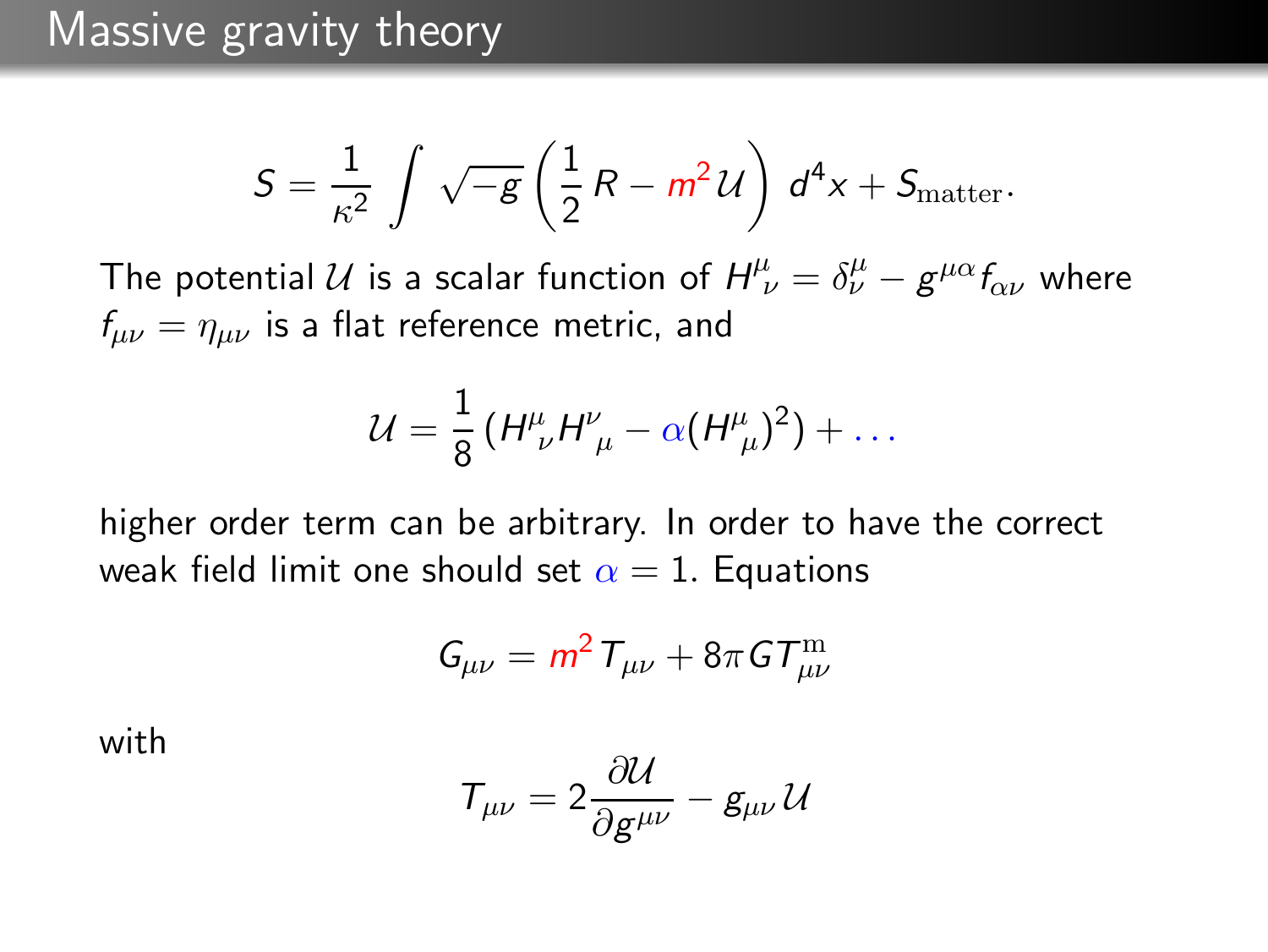# Massive gravity theory

$$S = \frac{1}{\kappa^2} \int \sqrt{-g} \left( \frac{1}{2} R - m^2 \mathcal{U} \right) d^4x + S_{\rm matter}.$$

The potential $\mathcal{U}$ is a scalar function of $H^\mu_{\ \nu} = \delta^\mu_\nu - g^{\mu\alpha} f_{\alpha\nu}$ where $f_{\mu\nu} = \eta_{\mu\nu}$ is a flat reference metric, and

$$\mathcal{U} = \frac{1}{8} \left( H^\mu_{\ \nu} H^\nu_{\ \mu} - \alpha (H^\mu_{\ \mu})^2 \right) + \ldots$$

higher order term can be arbitrary. In order to have the correct weak field limit one should set $\alpha = 1$. Equations

$$G_{\mu\nu} = m^2 T_{\mu\nu} + 8\pi G T^{\rm m}_{\mu\nu}$$

with

$$T_{\mu\nu} = 2 \frac{\partial \mathcal{U}}{\partial g^{\mu\nu}} - g_{\mu\nu} \mathcal{U}$$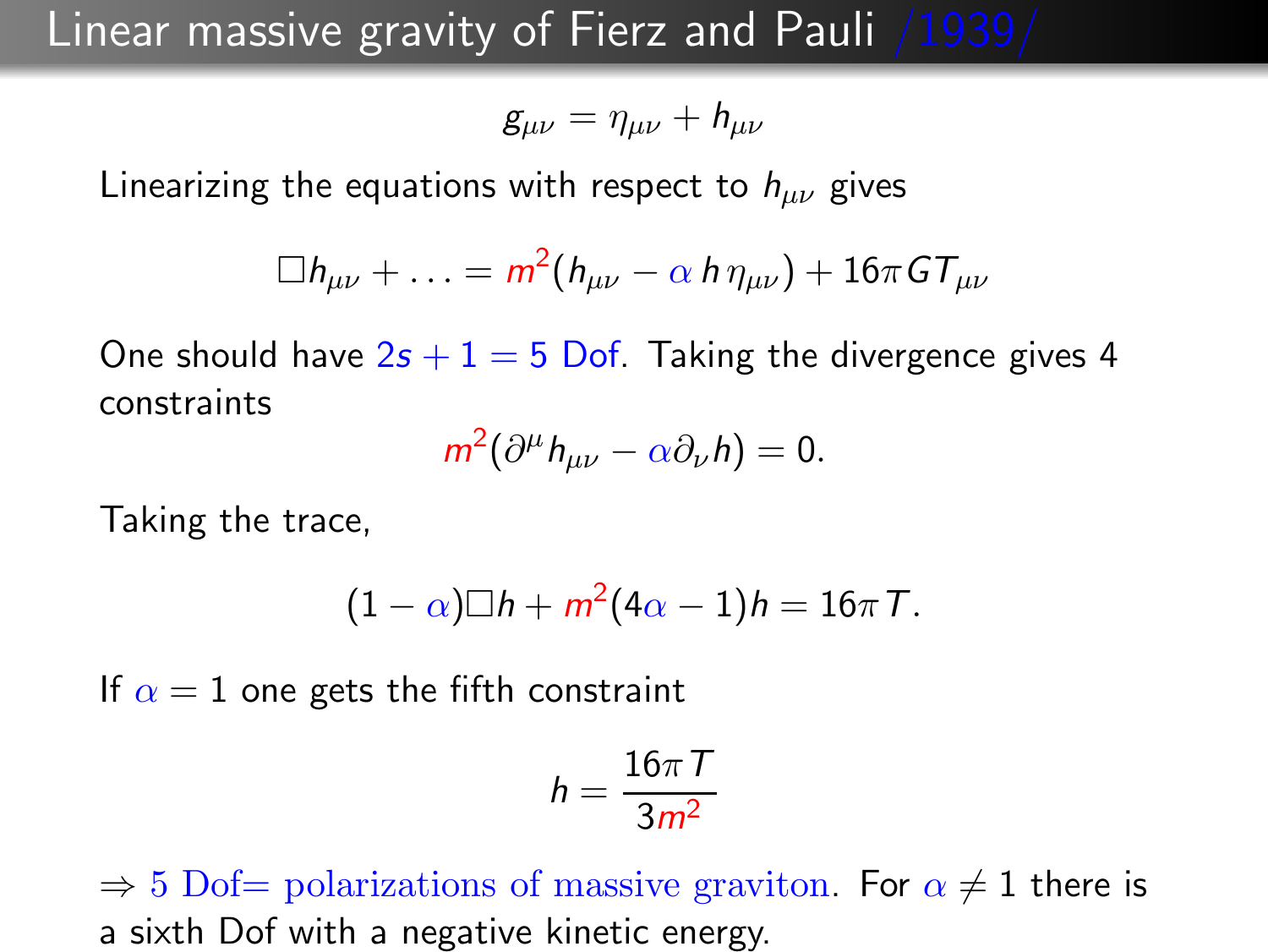# Linear massive gravity of Fierz and Pauli /1939/

$$g_{\mu\nu} = \eta_{\mu\nu} + h_{\mu\nu}$$

Linearizing the equations with respect to $h_{\mu\nu}$ gives

$$\Box h_{\mu\nu} + \ldots = m^2(h_{\mu\nu} - \alpha\, h\, \eta_{\mu\nu}) + 16\pi G T_{\mu\nu}$$

One should have $2s + 1 = 5$ Dof. Taking the divergence gives 4 constraints

$$m^2(\partial^\mu h_{\mu\nu} - \alpha \partial_\nu h) = 0.$$

Taking the trace,

$$(1 - \alpha)\Box h + m^2(4\alpha - 1)h = 16\pi T.$$

If $\alpha = 1$ one gets the fifth constraint

$$h = \frac{16\pi T}{3m^2}$$

$\Rightarrow$ 5 Dof= polarizations of massive graviton. For $\alpha \neq 1$ there is a sixth Dof with a negative kinetic energy.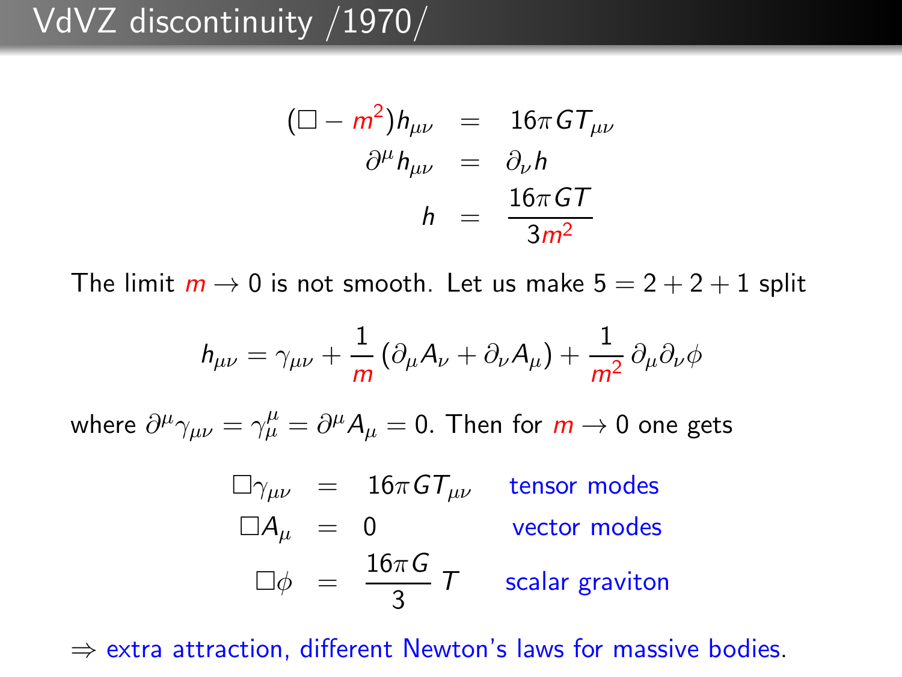# VdVZ discontinuity /1970/

$$
\begin{aligned}
(\Box - m^2) h_{\mu\nu} &= 16\pi G T_{\mu\nu} \\
\partial^\mu h_{\mu\nu} &= \partial_\nu h \\
h &= \frac{16\pi G T}{3 m^2}
\end{aligned}
$$

The limit $m \to 0$ is not smooth. Let us make $5 = 2 + 2 + 1$ split

$$
h_{\mu\nu} = \gamma_{\mu\nu} + \frac{1}{m}\left(\partial_\mu A_\nu + \partial_\nu A_\mu\right) + \frac{1}{m^2}\,\partial_\mu \partial_\nu \phi
$$

where $\partial^\mu \gamma_{\mu\nu} = \gamma^\mu_\mu = \partial^\mu A_\mu = 0$. Then for $m \to 0$ one gets

$$
\begin{aligned}
\Box \gamma_{\mu\nu} &= 16\pi G T_{\mu\nu} && \text{tensor modes} \\
\Box A_\mu &= 0 && \text{vector modes} \\
\Box \phi &= \frac{16\pi G}{3}\, T && \text{scalar graviton}
\end{aligned}
$$

$\Rightarrow$ extra attraction, different Newton's laws for massive bodies.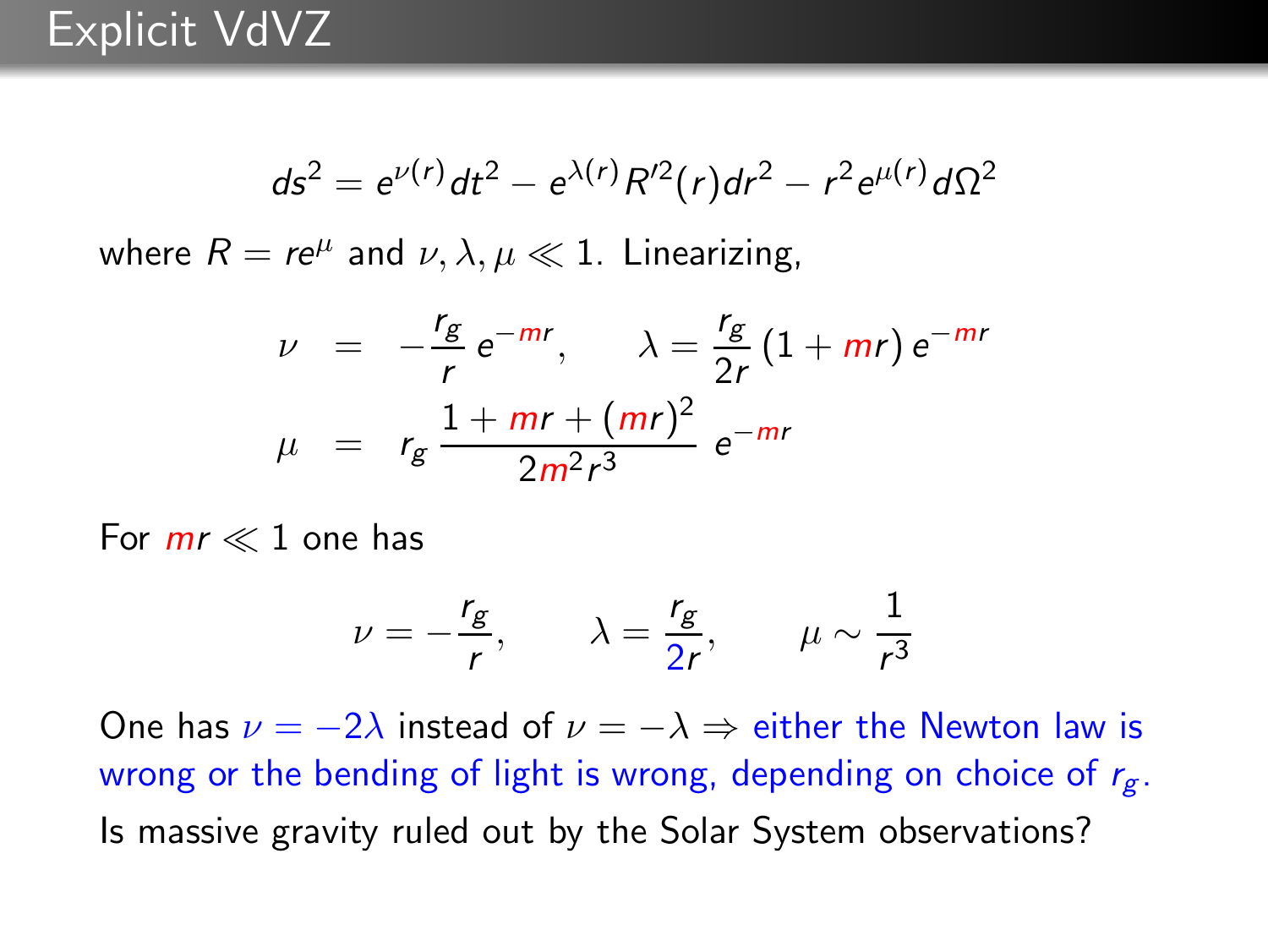# Explicit VdVZ

$$ds^2 = e^{\nu(r)}dt^2 - e^{\lambda(r)}R'^2(r)dr^2 - r^2 e^{\mu(r)}d\Omega^2$$

where $R = re^{\mu}$ and $\nu, \lambda, \mu \ll 1$. Linearizing,

$$\nu = -\frac{r_g}{r}\, e^{-mr}, \qquad \lambda = \frac{r_g}{2r}\,(1 + mr)\, e^{-mr}$$

$$\mu = r_g\, \frac{1 + mr + (mr)^2}{2m^2 r^3}\; e^{-mr}$$

For $mr \ll 1$ one has

$$\nu = -\frac{r_g}{r}, \qquad \lambda = \frac{r_g}{2r}, \qquad \mu \sim \frac{1}{r^3}$$

One has $\nu = -2\lambda$ instead of $\nu = -\lambda \Rightarrow$ either the Newton law is wrong or the bending of light is wrong, depending on choice of $r_g$.

Is massive gravity ruled out by the Solar System observations?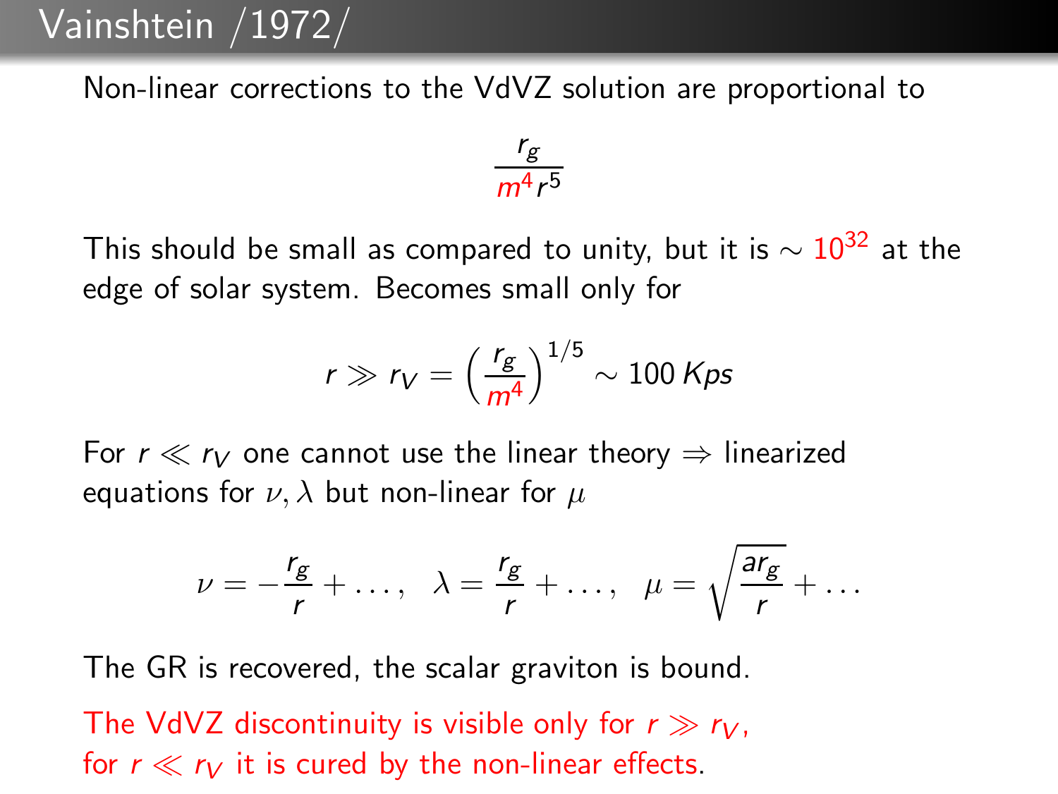# Vainshtein /1972/

Non-linear corrections to the VdVZ solution are proportional to

$$\frac{r_g}{m^4 r^5}$$

This should be small as compared to unity, but it is $\sim 10^{32}$ at the edge of solar system. Becomes small only for

$$r \gg r_V = \left(\frac{r_g}{m^4}\right)^{1/5} \sim 100\, Kps$$

For $r \ll r_V$ one cannot use the linear theory $\Rightarrow$ linearized equations for $\nu, \lambda$ but non-linear for $\mu$

$$\nu = -\frac{r_g}{r} + \ldots, \quad \lambda = \frac{r_g}{r} + \ldots, \quad \mu = \sqrt{\frac{a r_g}{r}} + \ldots$$

The GR is recovered, the scalar graviton is bound.

The VdVZ discontinuity is visible only for $r \gg r_V$, for $r \ll r_V$ it is cured by the non-linear effects.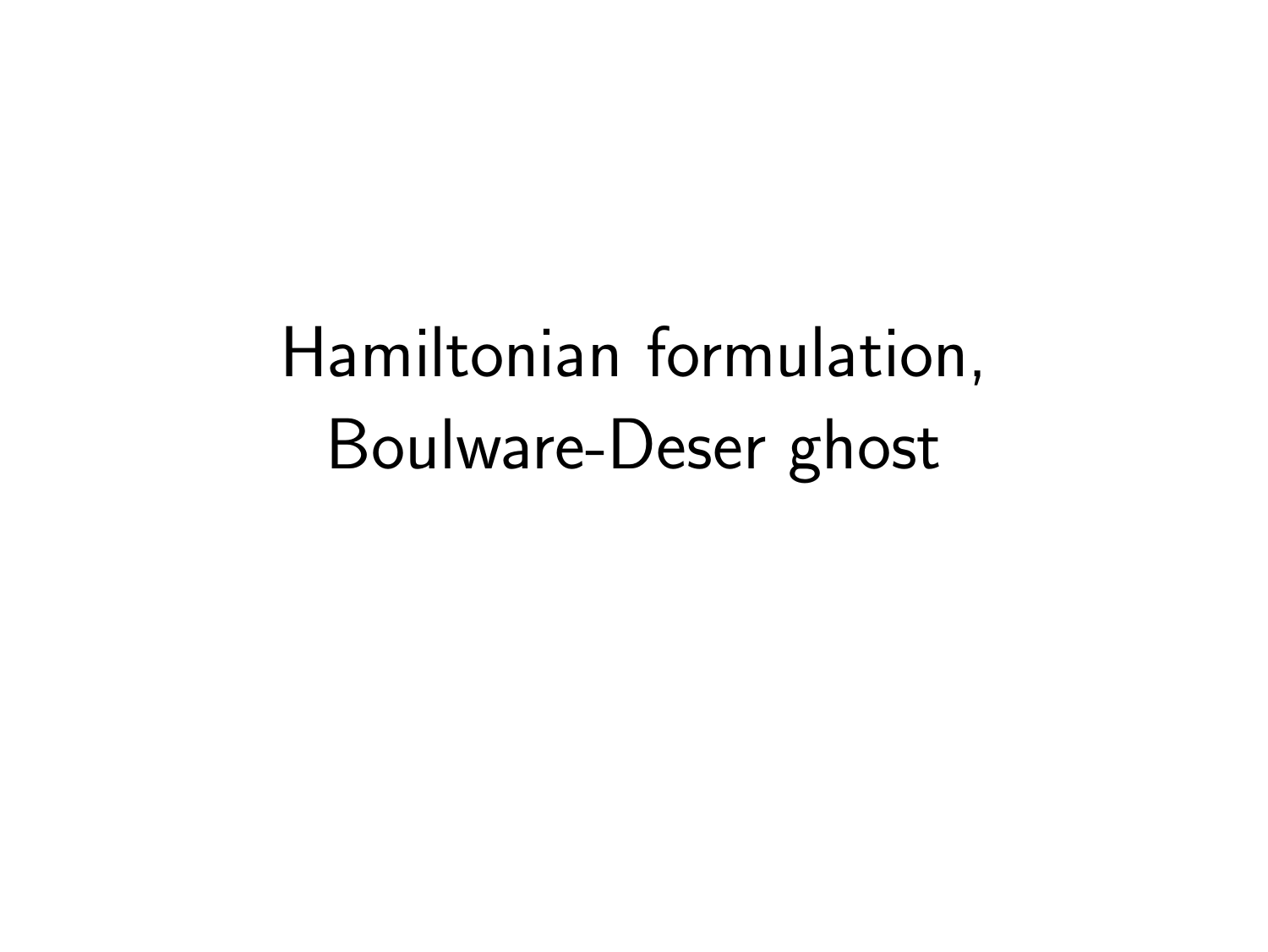# Hamiltonian formulation, Boulware-Deser ghost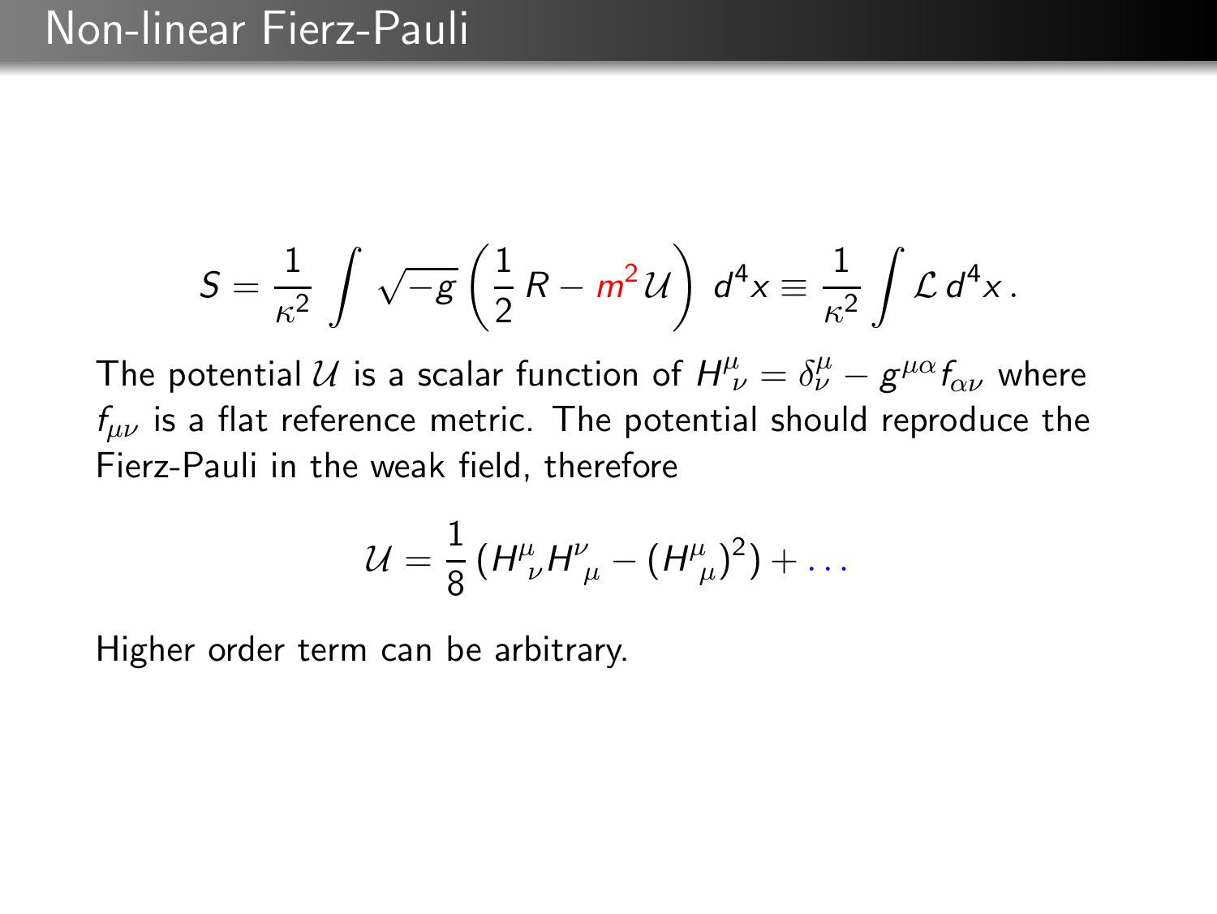# Non-linear Fierz-Pauli

$$S = \frac{1}{\kappa^2} \int \sqrt{-g} \left( \frac{1}{2} R - m^2 \mathcal{U} \right) d^4x \equiv \frac{1}{\kappa^2} \int \mathcal{L} \, d^4x \, .$$

The potential $\mathcal{U}$ is a scalar function of $H^\mu_{\ \nu} = \delta^\mu_\nu - g^{\mu\alpha} f_{\alpha\nu}$ where $f_{\mu\nu}$ is a flat reference metric. The potential should reproduce the Fierz-Pauli in the weak field, therefore

$$\mathcal{U} = \frac{1}{8} \left( H^\mu_{\ \nu} H^\nu_{\ \mu} - (H^\mu_{\ \mu})^2 \right) + \ldots$$

Higher order term can be arbitrary.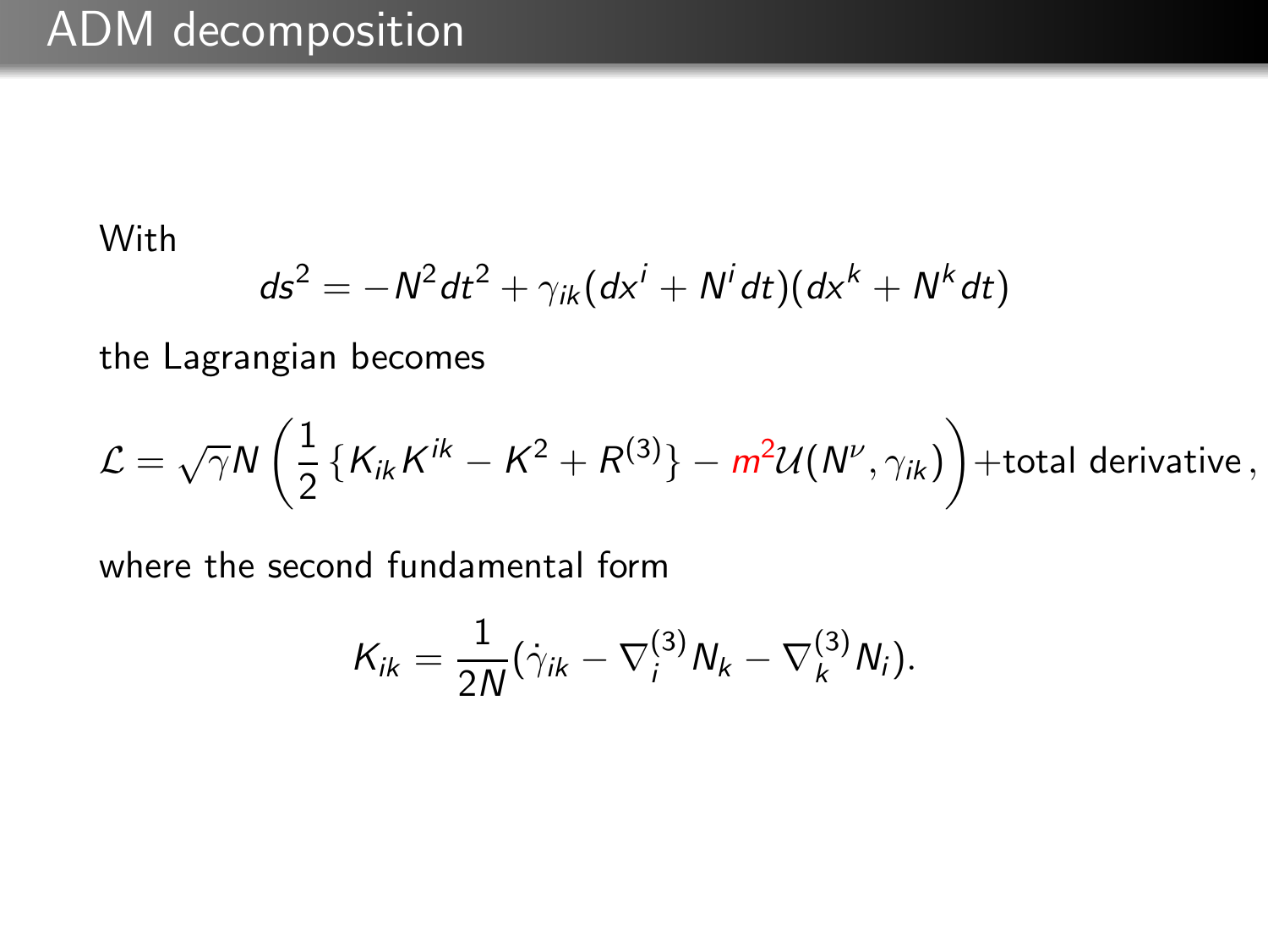# ADM decomposition

With

$$ds^2 = -N^2 dt^2 + \gamma_{ik}(dx^i + N^i dt)(dx^k + N^k dt)$$

the Lagrangian becomes

$$\mathcal{L} = \sqrt{\gamma} N \left( \frac{1}{2} \{ K_{ik} K^{ik} - K^2 + R^{(3)} \} - m^2 \mathcal{U}(N^\nu, \gamma_{ik}) \right) + \text{total derivative} \, ,$$

where the second fundamental form

$$K_{ik} = \frac{1}{2N}(\dot{\gamma}_{ik} - \nabla_i^{(3)} N_k - \nabla_k^{(3)} N_i).$$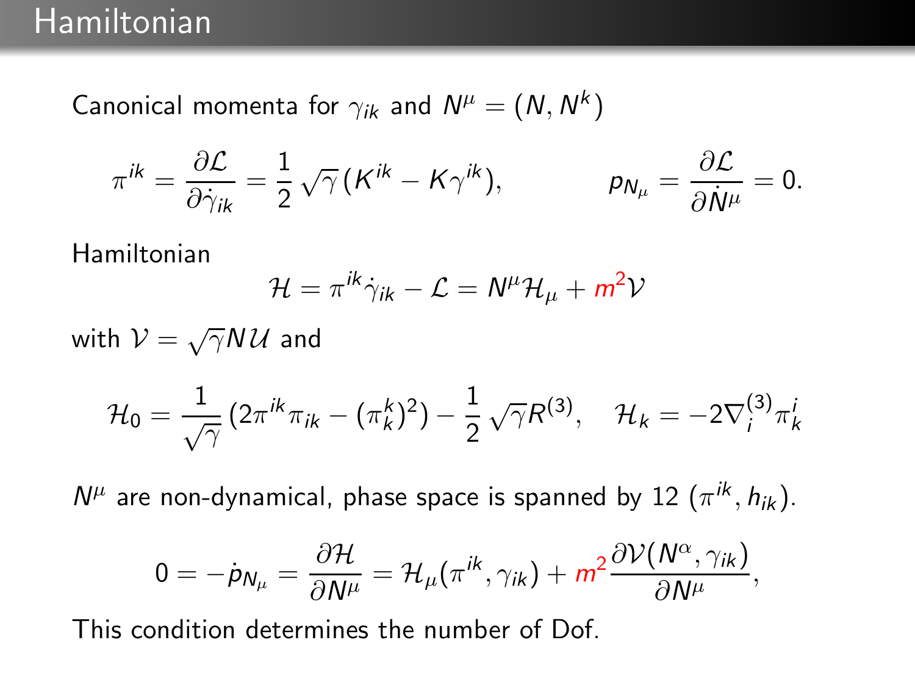# Hamiltonian

Canonical momenta for $\gamma_{ik}$ and $N^\mu = (N, N^k)$

$$\pi^{ik} = \frac{\partial \mathcal{L}}{\partial \dot{\gamma}_{ik}} = \frac{1}{2}\sqrt{\gamma}\,(K^{ik} - K\gamma^{ik}), \qquad p_{N_\mu} = \frac{\partial \mathcal{L}}{\partial \dot{N}^\mu} = 0.$$

Hamiltonian

$$\mathcal{H} = \pi^{ik}\dot{\gamma}_{ik} - \mathcal{L} = N^\mu \mathcal{H}_\mu + m^2 \mathcal{V}$$

with $\mathcal{V} = \sqrt{\gamma} N \mathcal{U}$ and

$$\mathcal{H}_0 = \frac{1}{\sqrt{\gamma}}\,(2\pi^{ik}\pi_{ik} - (\pi^k_k)^2) - \frac{1}{2}\sqrt{\gamma}R^{(3)}, \quad \mathcal{H}_k = -2\nabla^{(3)}_i \pi^i_k$$

$N^\mu$ are non-dynamical, phase space is spanned by 12 $(\pi^{ik}, h_{ik})$.

$$0 = -\dot{p}_{N_\mu} = \frac{\partial \mathcal{H}}{\partial N^\mu} = \mathcal{H}_\mu(\pi^{ik}, \gamma_{ik}) + m^2 \frac{\partial \mathcal{V}(N^\alpha, \gamma_{ik})}{\partial N^\mu},$$

This condition determines the number of Dof.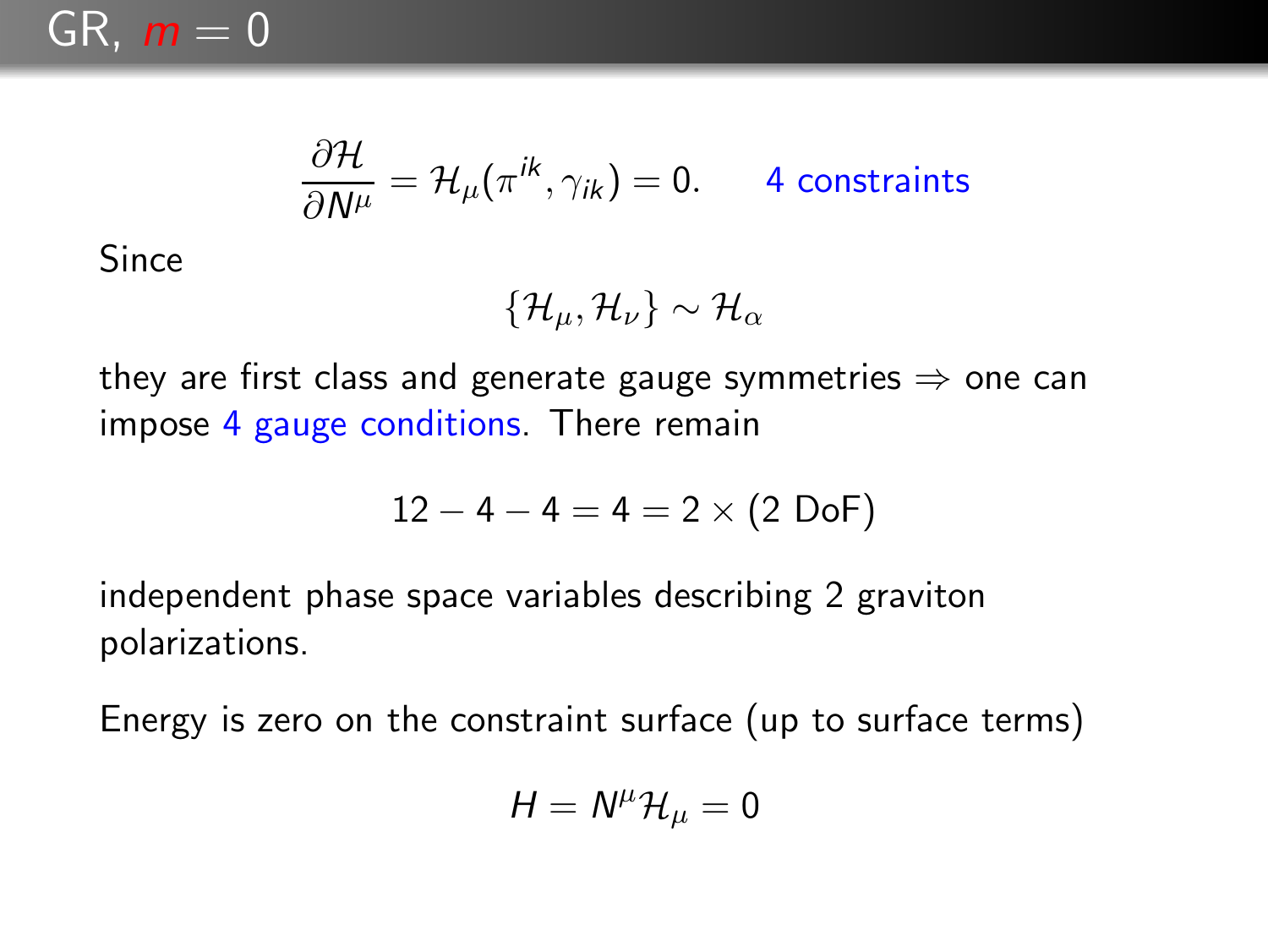# GR, $m = 0$

$$\frac{\partial \mathcal{H}}{\partial N^{\mu}} = \mathcal{H}_{\mu}(\pi^{ik}, \gamma_{ik}) = 0. \qquad \text{4 constraints}$$

Since

$$\{\mathcal{H}_{\mu}, \mathcal{H}_{\nu}\} \sim \mathcal{H}_{\alpha}$$

they are first class and generate gauge symmetries $\Rightarrow$ one can impose 4 gauge conditions. There remain

$$12 - 4 - 4 = 4 = 2 \times (2 \text{ DoF})$$

independent phase space variables describing 2 graviton polarizations.

Energy is zero on the constraint surface (up to surface terms)

$$H = N^{\mu}\mathcal{H}_{\mu} = 0$$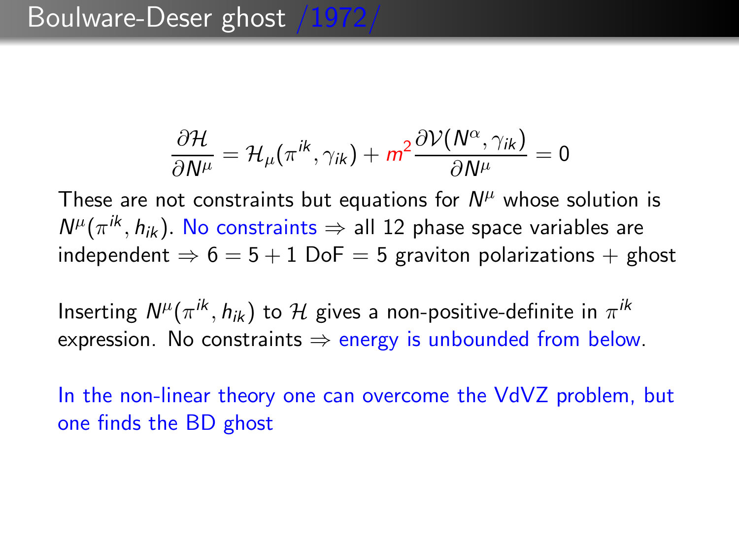# Boulware-Deser ghost /1972/

$$\frac{\partial \mathcal{H}}{\partial N^{\mu}} = \mathcal{H}_{\mu}(\pi^{ik}, \gamma_{ik}) + m^2 \frac{\partial \mathcal{V}(N^{\alpha}, \gamma_{ik})}{\partial N^{\mu}} = 0$$

These are not constraints but equations for $N^{\mu}$ whose solution is $N^{\mu}(\pi^{ik}, h_{ik})$. No constraints $\Rightarrow$ all 12 phase space variables are independent $\Rightarrow$ $6 = 5 + 1$ DoF $=$ 5 graviton polarizations $+$ ghost

Inserting $N^{\mu}(\pi^{ik}, h_{ik})$ to $\mathcal{H}$ gives a non-positive-definite in $\pi^{ik}$ expression. No constraints $\Rightarrow$ energy is unbounded from below.

In the non-linear theory one can overcome the VdVZ problem, but one finds the BD ghost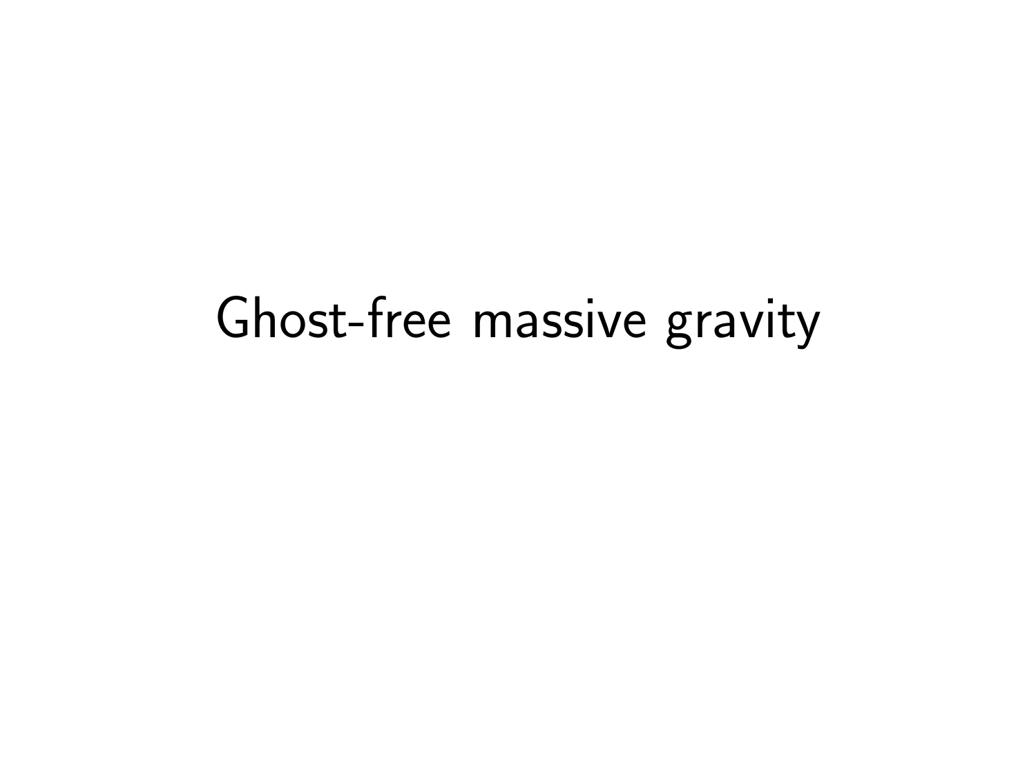# Ghost-free massive gravity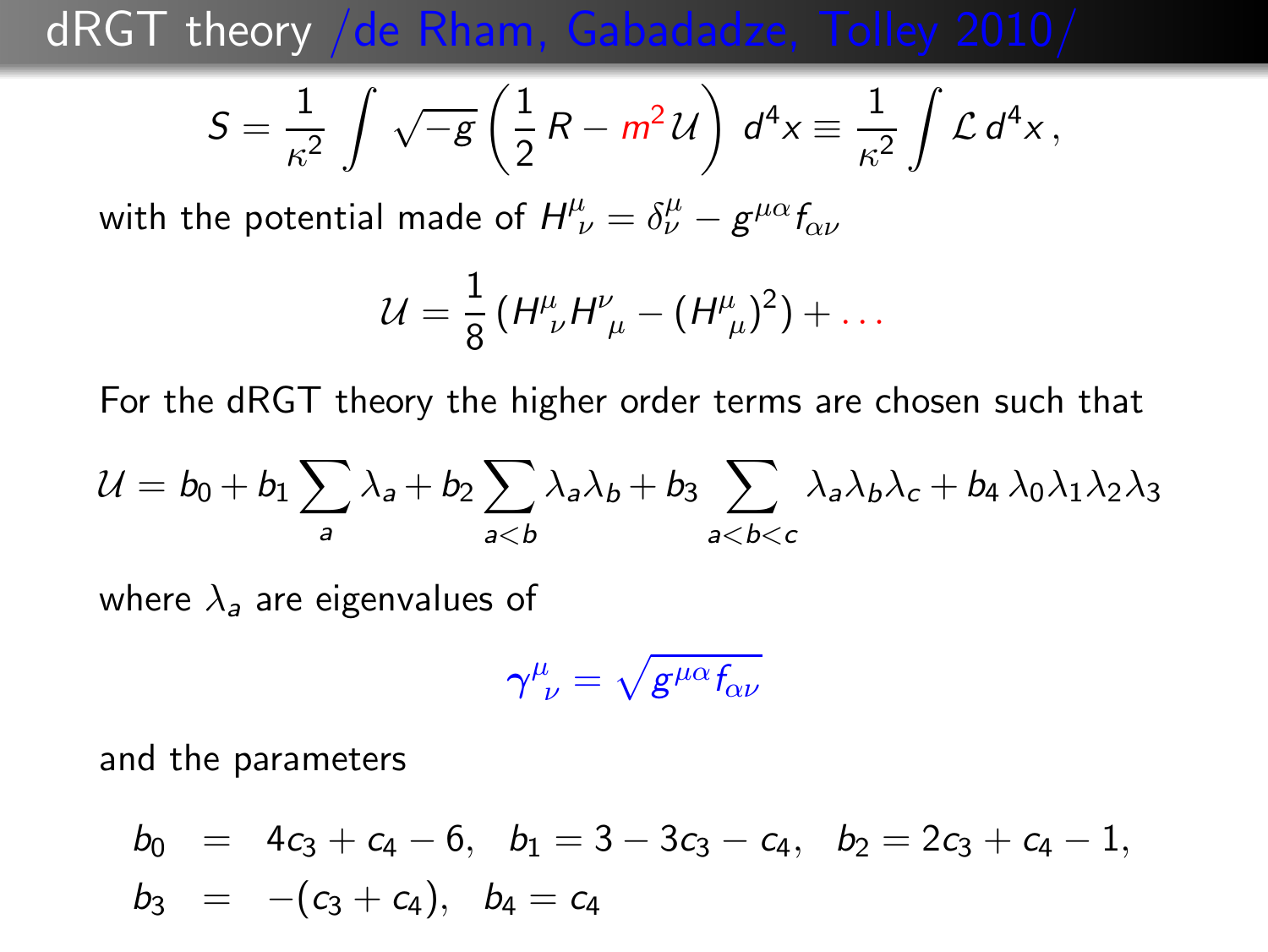## dRGT theory /de Rham, Gabadadze, Tolley 2010/

$$S = \frac{1}{\kappa^2}\int \sqrt{-g}\left(\frac{1}{2}R - m^2\,\mathcal{U}\right) d^4x \equiv \frac{1}{\kappa^2}\int \mathcal{L}\, d^4x\,,$$

with the potential made of $H^{\mu}_{\nu} = \delta^{\mu}_{\nu} - g^{\mu\alpha} f_{\alpha\nu}$

$$\mathcal{U} = \frac{1}{8}\left(H^{\mu}_{\ \nu}H^{\nu}_{\ \mu} - (H^{\mu}_{\ \mu})^2\right) + \ldots$$

For the dRGT theory the higher order terms are chosen such that

$$\mathcal{U} = b_0 + b_1 \sum_a \lambda_a + b_2 \sum_{a<b} \lambda_a \lambda_b + b_3 \sum_{a<b<c} \lambda_a \lambda_b \lambda_c + b_4\, \lambda_0 \lambda_1 \lambda_2 \lambda_3$$

where $\lambda_a$ are eigenvalues of

$$\gamma^{\mu}_{\ \nu} = \sqrt{g^{\mu\alpha} f_{\alpha\nu}}$$

and the parameters

$$\begin{aligned}
b_0 &= 4c_3 + c_4 - 6, \quad b_1 = 3 - 3c_3 - c_4, \quad b_2 = 2c_3 + c_4 - 1, \\
b_3 &= -(c_3 + c_4), \quad b_4 = c_4
\end{aligned}$$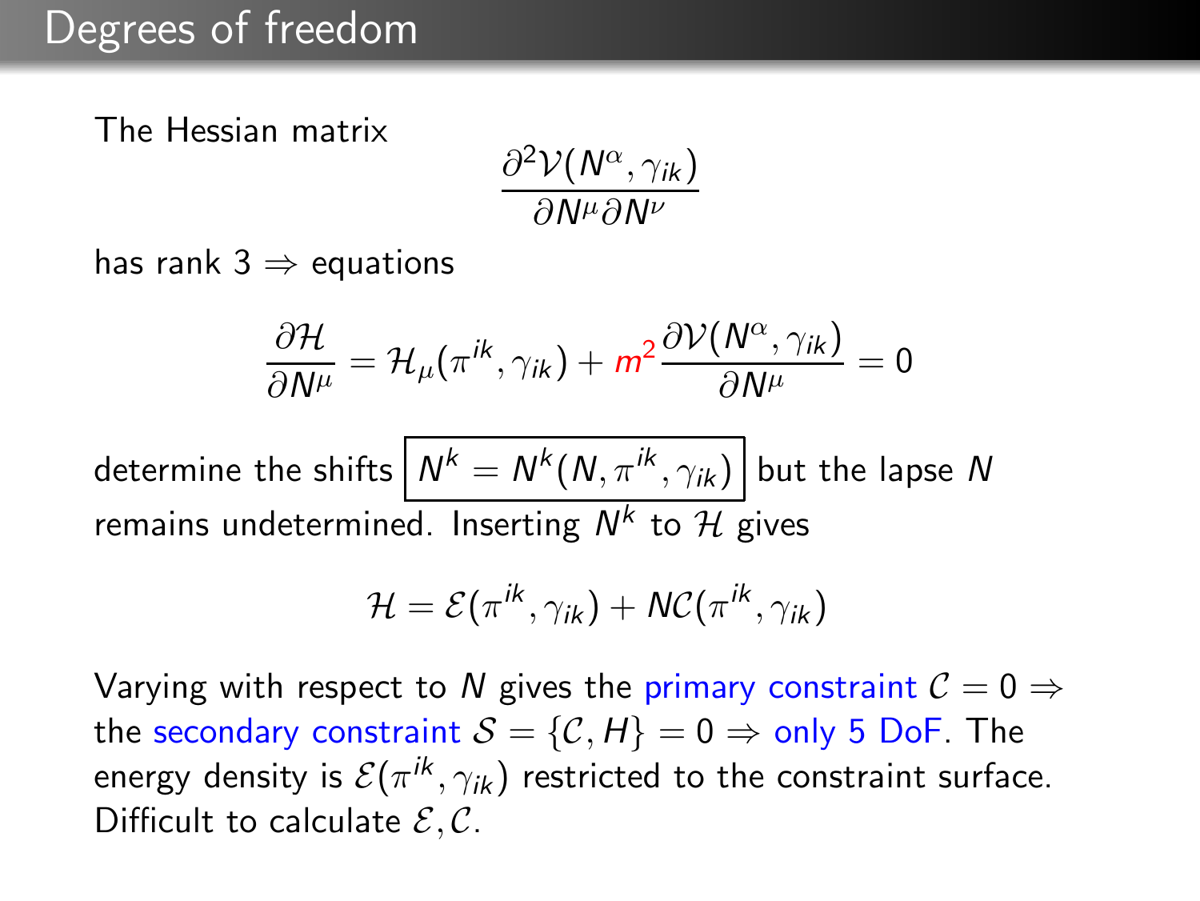# Degrees of freedom

The Hessian matrix

$$\frac{\partial^2 \mathcal{V}(N^\alpha, \gamma_{ik})}{\partial N^\mu \partial N^\nu}$$

has rank 3 $\Rightarrow$ equations

$$\frac{\partial \mathcal{H}}{\partial N^\mu} = \mathcal{H}_\mu(\pi^{ik}, \gamma_{ik}) + m^2 \frac{\partial \mathcal{V}(N^\alpha, \gamma_{ik})}{\partial N^\mu} = 0$$

determine the shifts $\boxed{N^k = N^k(N, \pi^{ik}, \gamma_{ik})}$ but the lapse $N$ remains undetermined. Inserting $N^k$ to $\mathcal{H}$ gives

$$\mathcal{H} = \mathcal{E}(\pi^{ik}, \gamma_{ik}) + N\mathcal{C}(\pi^{ik}, \gamma_{ik})$$

Varying with respect to $N$ gives the primary constraint $\mathcal{C} = 0 \Rightarrow$ the secondary constraint $\mathcal{S} = \{\mathcal{C}, H\} = 0 \Rightarrow$ only 5 DoF. The energy density is $\mathcal{E}(\pi^{ik}, \gamma_{ik})$ restricted to the constraint surface. Difficult to calculate $\mathcal{E}, \mathcal{C}$.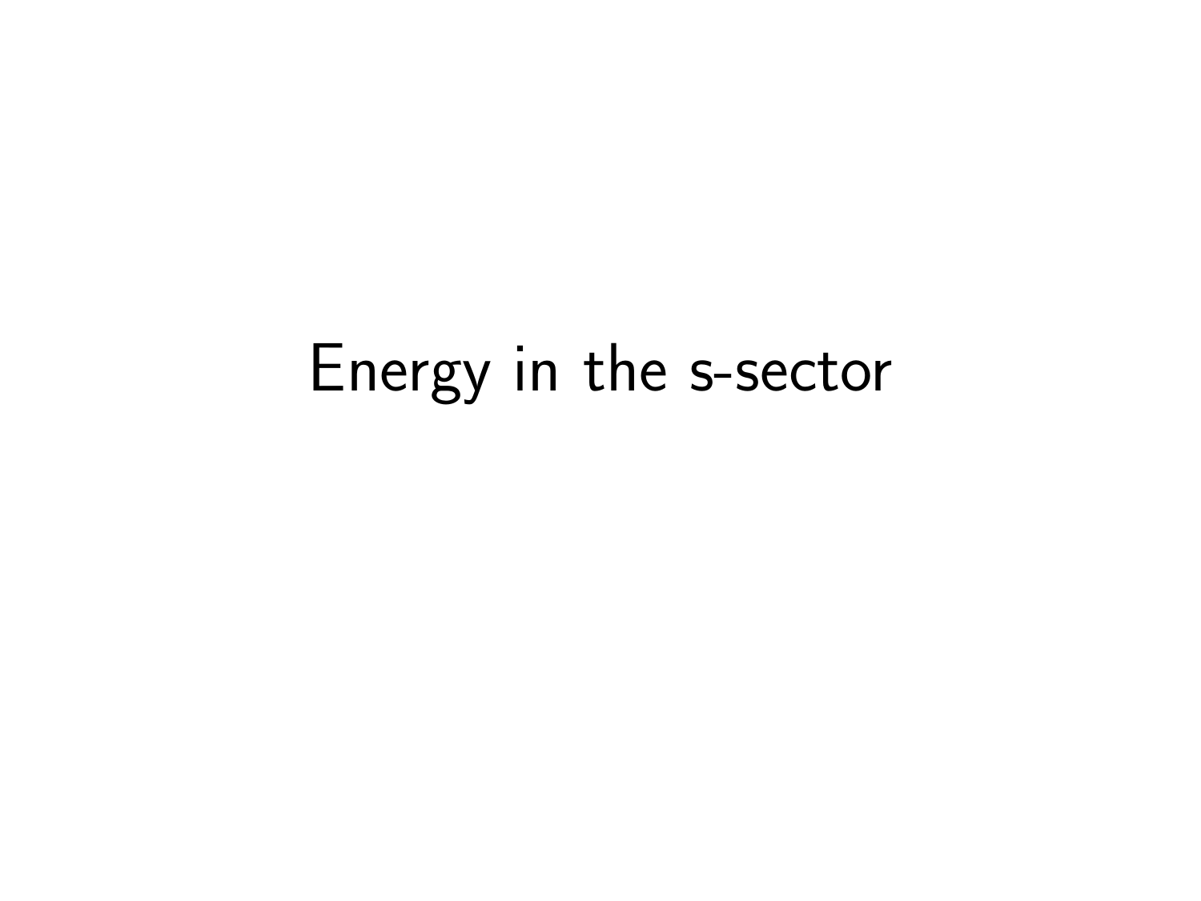# Energy in the s-sector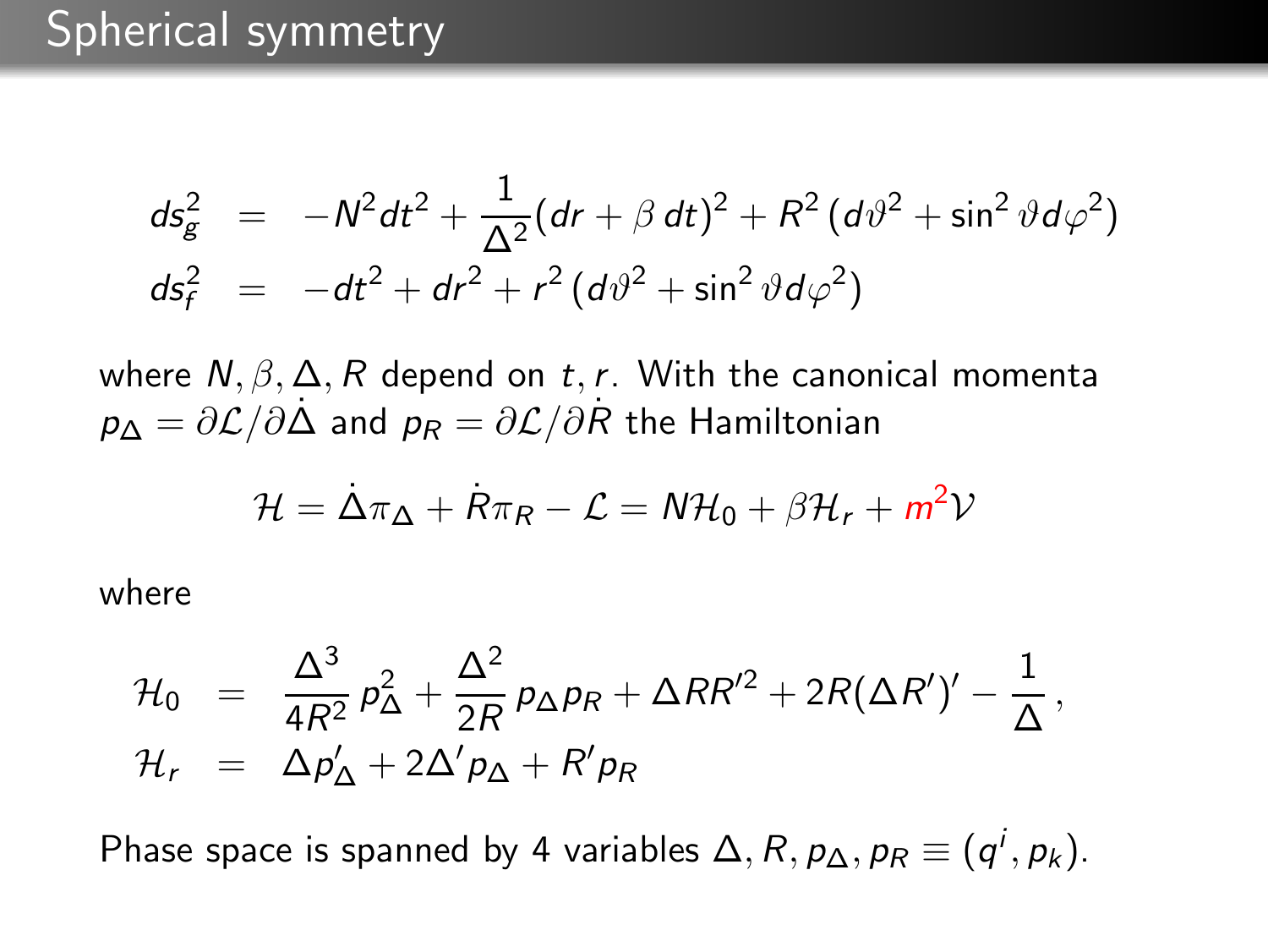# Spherical symmetry

$$
\begin{aligned}
ds_g^2 &= -N^2 dt^2 + \frac{1}{\Delta^2}(dr + \beta\, dt)^2 + R^2 \left(d\vartheta^2 + \sin^2\vartheta d\varphi^2\right) \\
ds_f^2 &= -dt^2 + dr^2 + r^2 \left(d\vartheta^2 + \sin^2\vartheta d\varphi^2\right)
\end{aligned}
$$

where $N, \beta, \Delta, R$ depend on $t, r$. With the canonical momenta $p_\Delta = \partial\mathcal{L}/\partial\dot{\Delta}$ and $p_R = \partial\mathcal{L}/\partial\dot{R}$ the Hamiltonian

$$
\mathcal{H} = \dot{\Delta}\pi_\Delta + \dot{R}\pi_R - \mathcal{L} = N\mathcal{H}_0 + \beta\mathcal{H}_r + m^2\mathcal{V}
$$

where

$$
\begin{aligned}
\mathcal{H}_0 &= \frac{\Delta^3}{4R^2}\, p_\Delta^2 + \frac{\Delta^2}{2R}\, p_\Delta p_R + \Delta R R'^2 + 2R(\Delta R')' - \frac{1}{\Delta}\,, \\
\mathcal{H}_r &= \Delta p_\Delta' + 2\Delta' p_\Delta + R' p_R
\end{aligned}
$$

Phase space is spanned by 4 variables $\Delta, R, p_\Delta, p_R \equiv (q^i, p_k)$.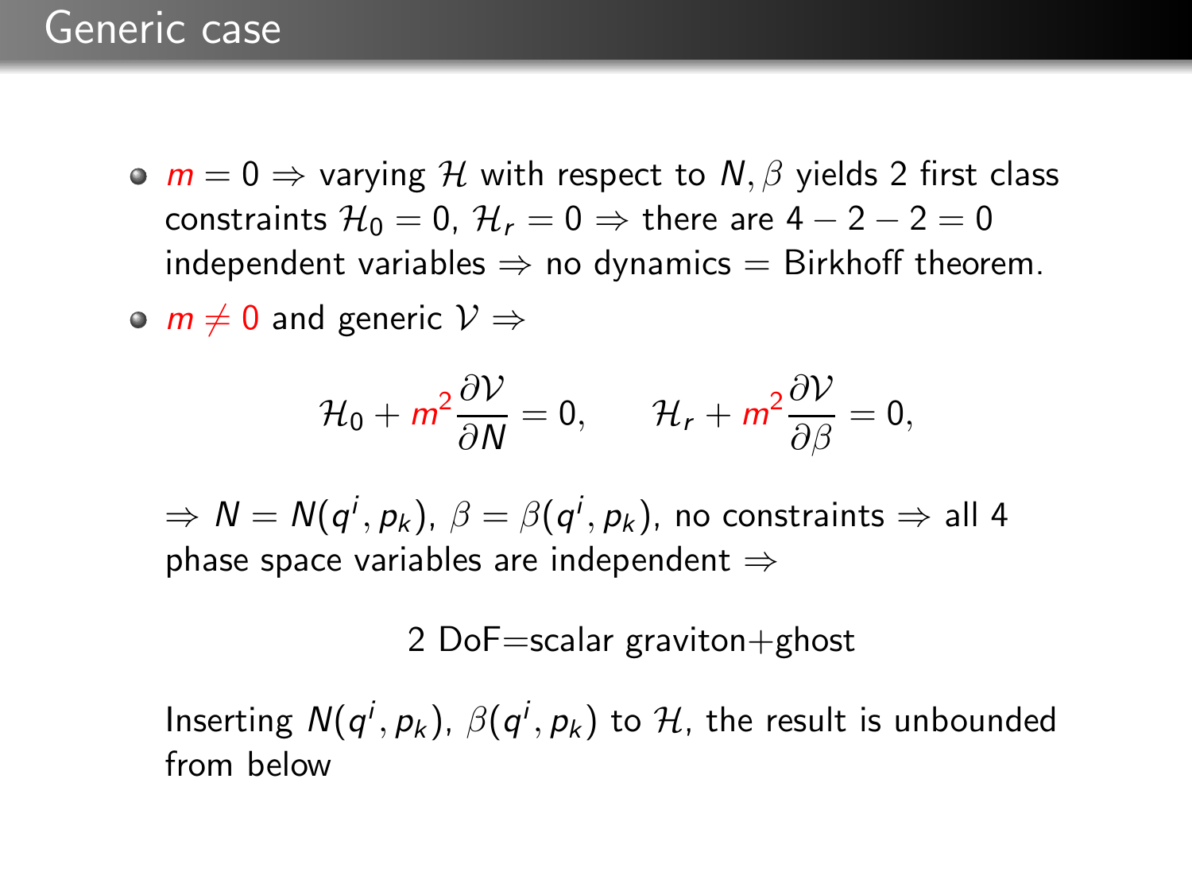# Generic case

- $m = 0 \Rightarrow$ varying $\mathcal{H}$ with respect to $N, \beta$ yields 2 first class constraints $\mathcal{H}_0 = 0$, $\mathcal{H}_r = 0 \Rightarrow$ there are $4 - 2 - 2 = 0$ independent variables $\Rightarrow$ no dynamics = Birkhoff theorem.
- $m \neq 0$ and generic $\mathcal{V} \Rightarrow$

$$\mathcal{H}_0 + m^2 \frac{\partial \mathcal{V}}{\partial N} = 0, \qquad \mathcal{H}_r + m^2 \frac{\partial \mathcal{V}}{\partial \beta} = 0,$$

$\Rightarrow N = N(q^i, p_k)$, $\beta = \beta(q^i, p_k)$, no constraints $\Rightarrow$ all 4 phase space variables are independent $\Rightarrow$

2 DoF=scalar graviton+ghost

Inserting $N(q^i, p_k)$, $\beta(q^i, p_k)$ to $\mathcal{H}$, the result is unbounded from below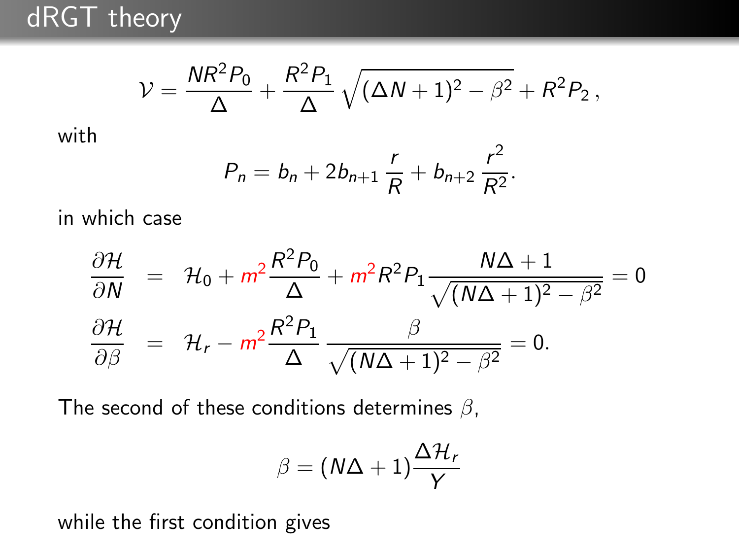# dRGT theory

$$\mathcal{V} = \frac{NR^2P_0}{\Delta} + \frac{R^2P_1}{\Delta}\sqrt{(\Delta N+1)^2-\beta^2} + R^2P_2\,,$$

with

$$P_n = b_n + 2b_{n+1}\,\frac{r}{R} + b_{n+2}\,\frac{r^2}{R^2}.$$

in which case

$$\begin{aligned}
\frac{\partial \mathcal{H}}{\partial N} &= \mathcal{H}_0 + m^2\frac{R^2P_0}{\Delta} + m^2R^2P_1\frac{N\Delta+1}{\sqrt{(N\Delta+1)^2-\beta^2}} = 0 \\
\frac{\partial \mathcal{H}}{\partial \beta} &= \mathcal{H}_r - m^2\frac{R^2P_1}{\Delta}\,\frac{\beta}{\sqrt{(N\Delta+1)^2-\beta^2}} = 0.
\end{aligned}$$

The second of these conditions determines $\beta$,

$$\beta = (N\Delta+1)\frac{\Delta\mathcal{H}_r}{Y}$$

while the first condition gives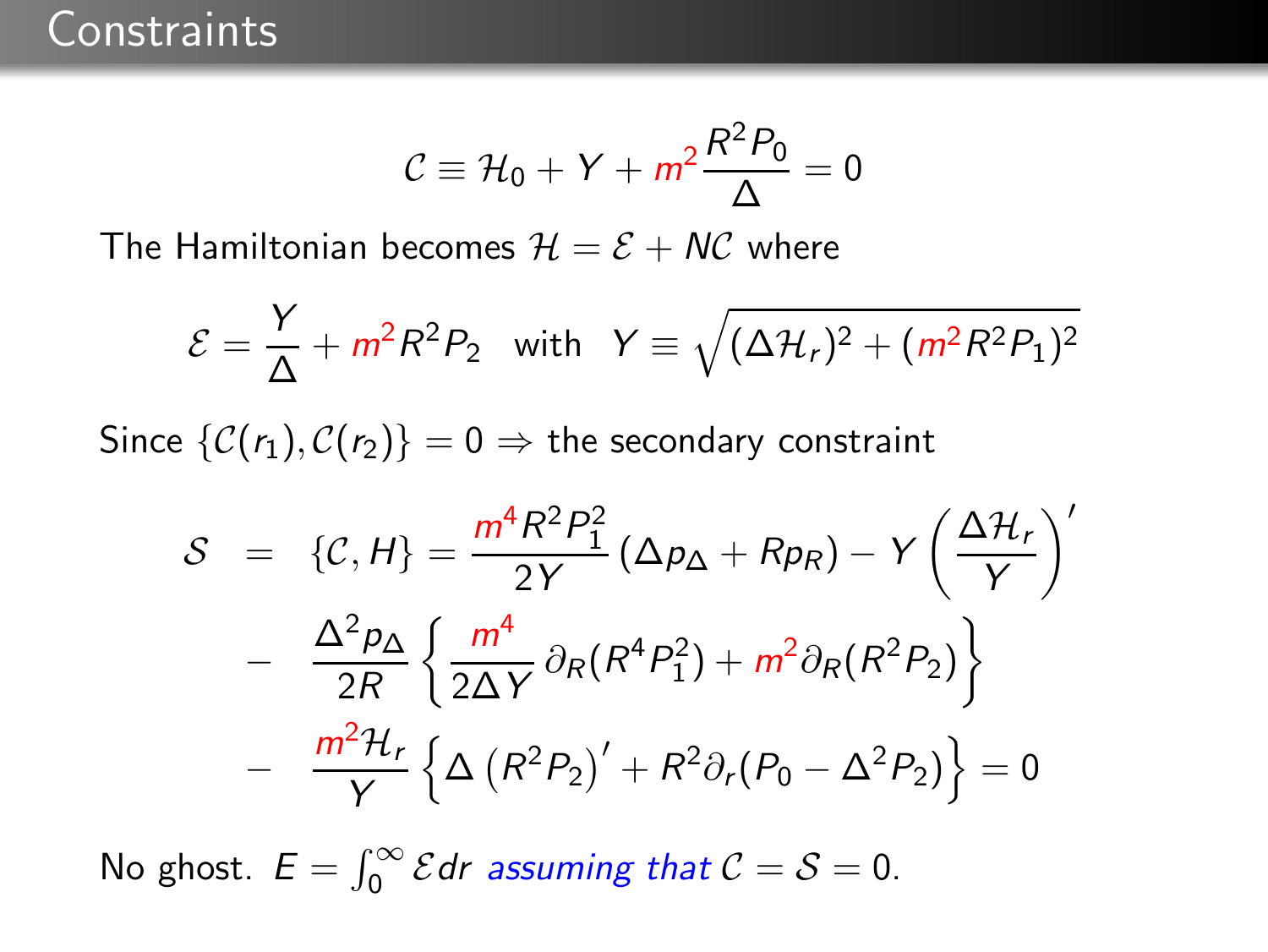# Constraints

$$\mathcal{C} \equiv \mathcal{H}_0 + Y + m^2 \frac{R^2 P_0}{\Delta} = 0$$

The Hamiltonian becomes $\mathcal{H} = \mathcal{E} + N\mathcal{C}$ where

$$\mathcal{E} = \frac{Y}{\Delta} + m^2 R^2 P_2 \quad \text{with} \quad Y \equiv \sqrt{(\Delta \mathcal{H}_r)^2 + (m^2 R^2 P_1)^2}$$

Since $\{\mathcal{C}(r_1), \mathcal{C}(r_2)\} = 0 \Rightarrow$ the secondary constraint

$$\begin{aligned}
\mathcal{S} &= \{\mathcal{C}, H\} = \frac{m^4 R^2 P_1^2}{2Y} \left(\Delta p_\Delta + R p_R\right) - Y \left(\frac{\Delta \mathcal{H}_r}{Y}\right)' \\
&- \frac{\Delta^2 p_\Delta}{2R} \left\{ \frac{m^4}{2\Delta Y} \partial_R (R^4 P_1^2) + m^2 \partial_R (R^2 P_2) \right\} \\
&- \frac{m^2 \mathcal{H}_r}{Y} \left\{ \Delta \left(R^2 P_2\right)' + R^2 \partial_r (P_0 - \Delta^2 P_2) \right\} = 0
\end{aligned}$$

No ghost. $E = \int_0^\infty \mathcal{E} dr$ *assuming that* $\mathcal{C} = \mathcal{S} = 0$.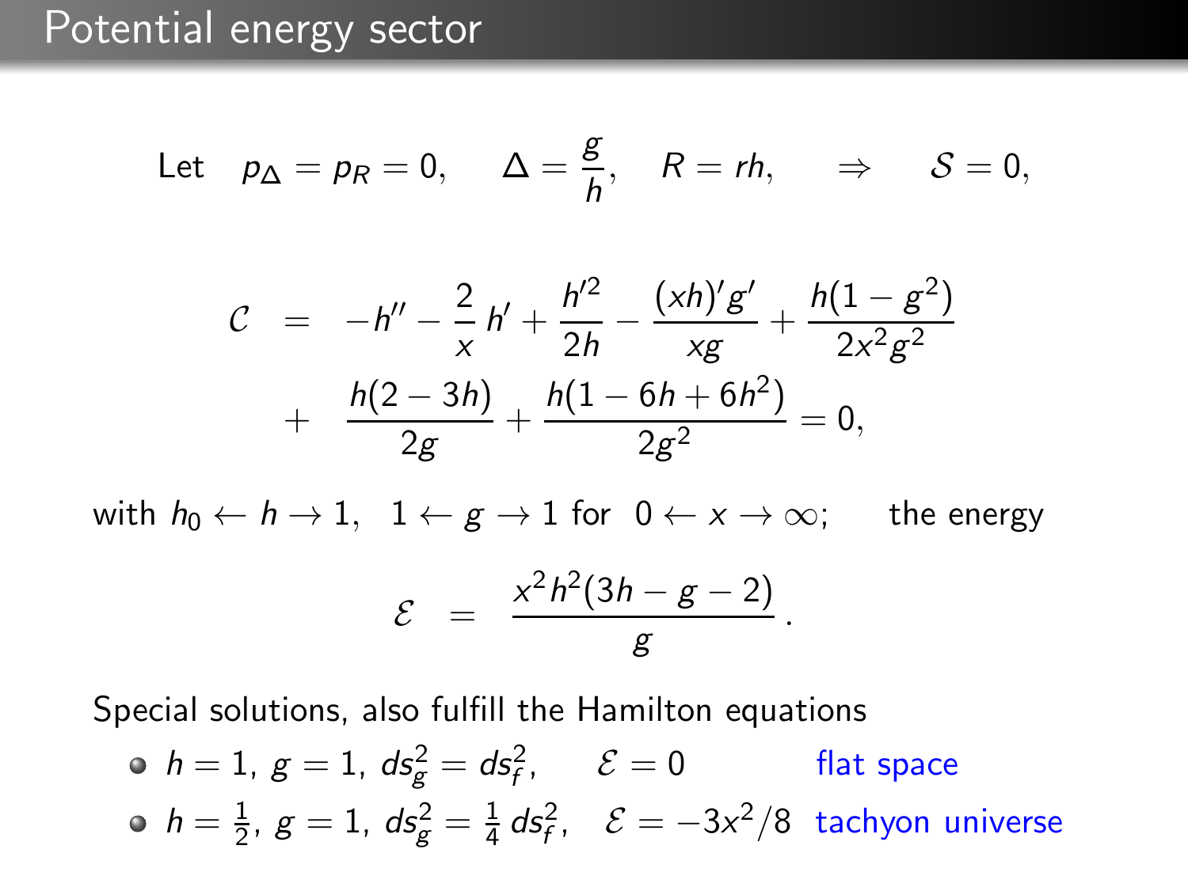# Potential energy sector

Let $\quad p_\Delta = p_R = 0, \quad \Delta = \dfrac{g}{h}, \quad R = rh, \quad \Rightarrow \quad \mathcal{S} = 0,$

$$
\begin{aligned}
\mathcal{C} &= -h'' - \frac{2}{x}\,h' + \frac{h'^2}{2h} - \frac{(xh)'g'}{xg} + \frac{h(1-g^2)}{2x^2g^2} \\
&+ \frac{h(2-3h)}{2g} + \frac{h(1-6h+6h^2)}{2g^2} = 0,
\end{aligned}
$$

with $h_0 \leftarrow h \rightarrow 1, \;\; 1 \leftarrow g \rightarrow 1$ for $\; 0 \leftarrow x \rightarrow \infty;$ the energy

$$
\mathcal{E} = \frac{x^2h^2(3h-g-2)}{g}.
$$

Special solutions, also fulfill the Hamilton equations

- $h = 1,\ g = 1,\ ds_g^2 = ds_f^2, \quad \mathcal{E} = 0$ flat space
- $h = \frac{1}{2},\ g = 1,\ ds_g^2 = \frac{1}{4}\,ds_f^2, \quad \mathcal{E} = -3x^2/8$ tachyon universe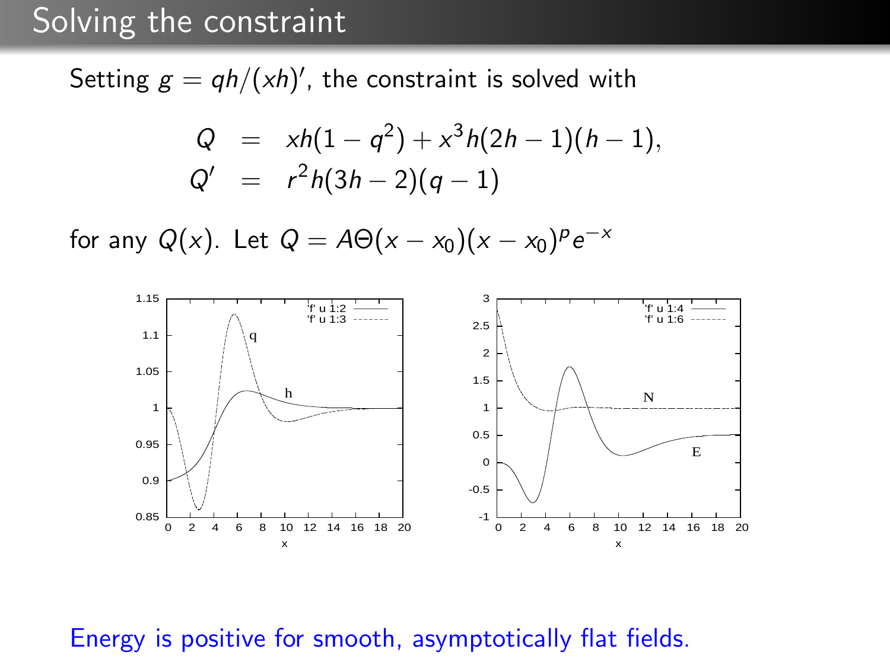# Solving the constraint

Setting $g = qh/(xh)'$, the constraint is solved with

$$
\begin{aligned}
Q &= xh(1-q^2) + x^3 h(2h-1)(h-1), \\
Q' &= r^2 h(3h-2)(q-1)
\end{aligned}
$$

for any $Q(x)$. Let $Q = A\Theta(x-x_0)(x-x_0)^p e^{-x}$

Energy is positive for smooth, asymptotically flat fields.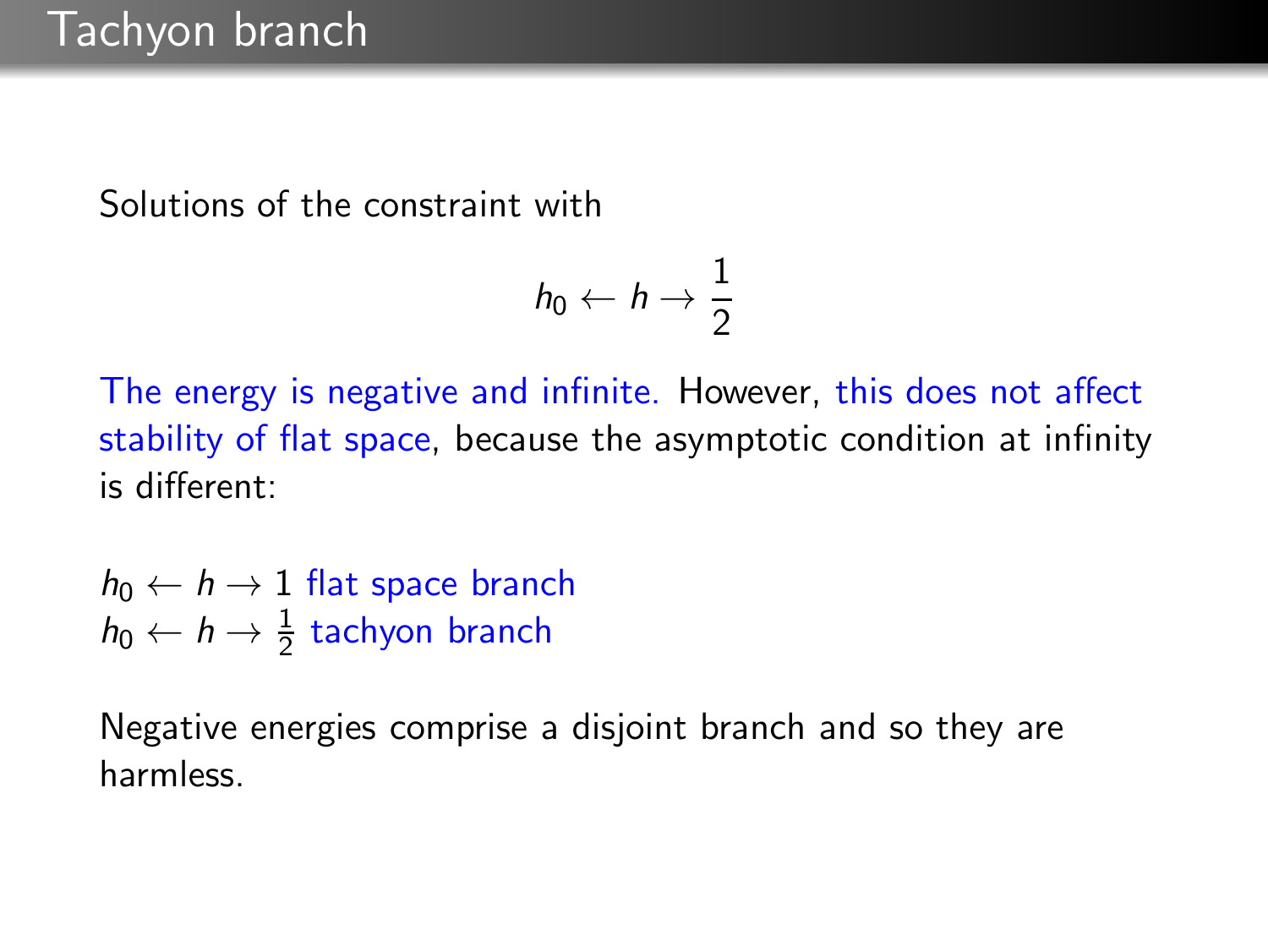# Tachyon branch

Solutions of the constraint with

$$h_0 \leftarrow h \rightarrow \frac{1}{2}$$

The energy is negative and infinite. However, this does not affect stability of flat space, because the asymptotic condition at infinity is different:

$h_0 \leftarrow h \rightarrow 1$ flat space branch
$h_0 \leftarrow h \rightarrow \frac{1}{2}$ tachyon branch

Negative energies comprise a disjoint branch and so they are harmless.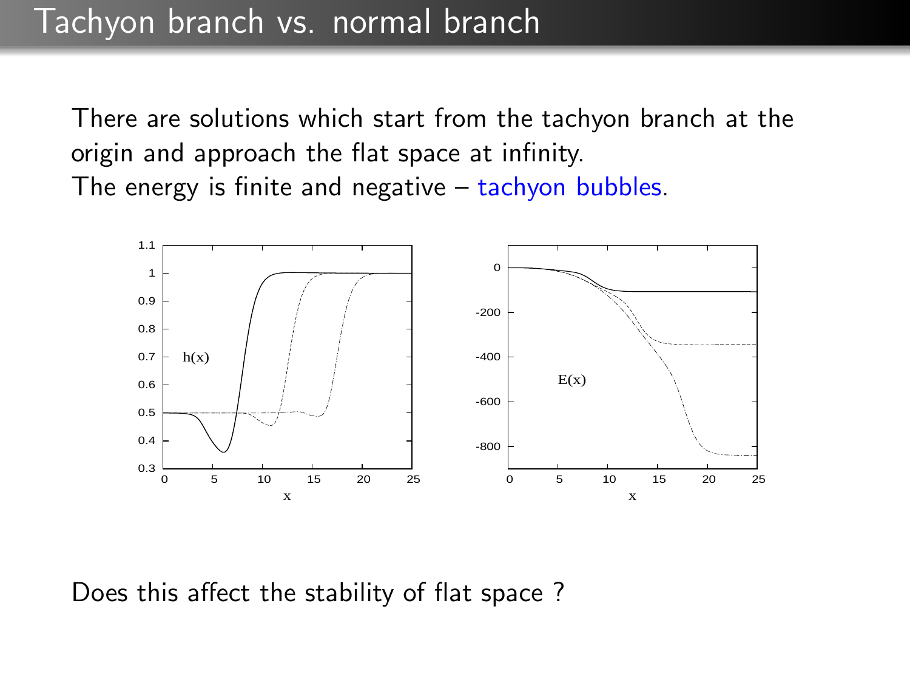# Tachyon branch vs. normal branch

There are solutions which start from the tachyon branch at the origin and approach the flat space at infinity.
The energy is finite and negative – tachyon bubbles.

Does this affect the stability of flat space ?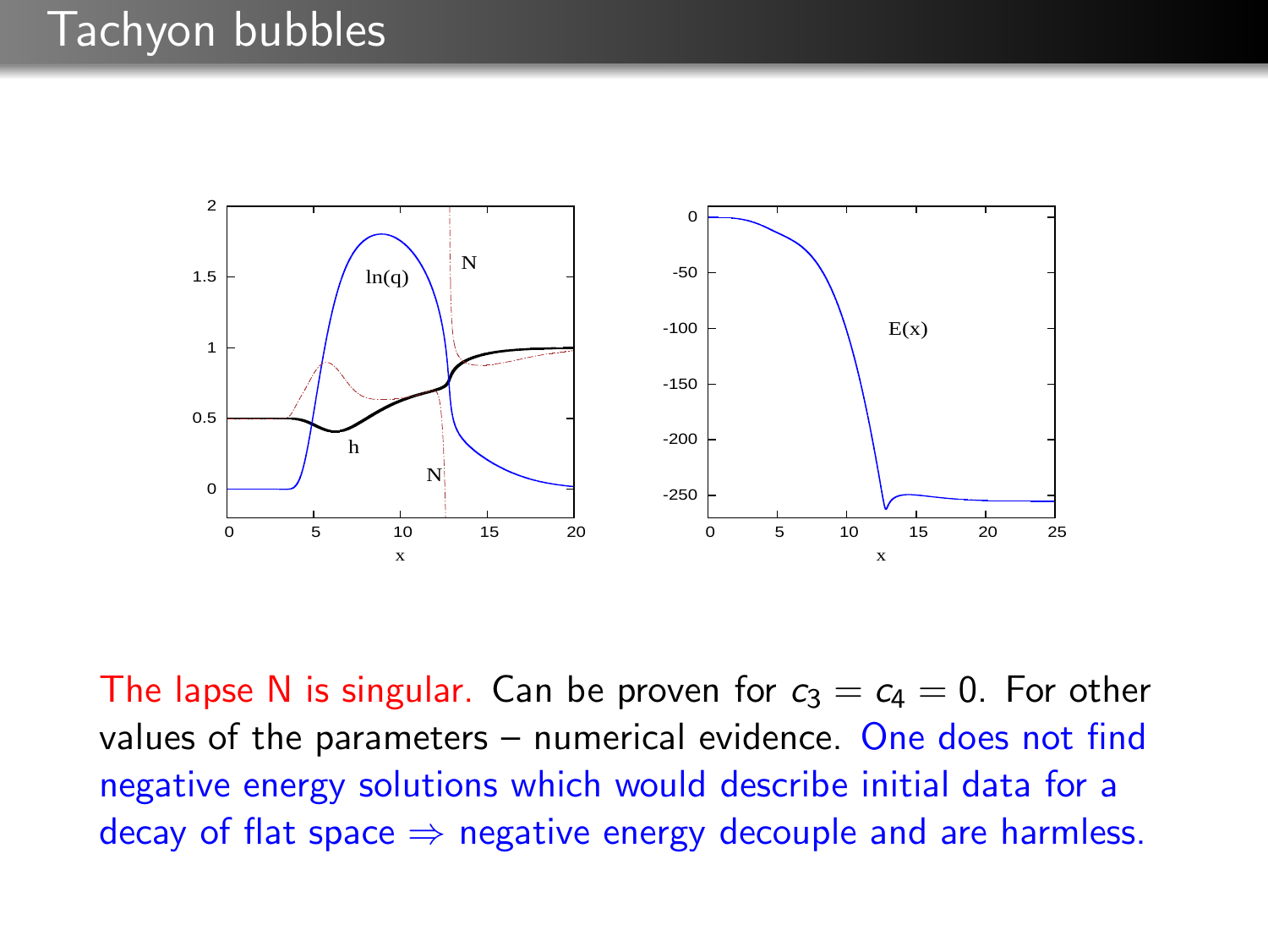# Tachyon bubbles

The lapse N is singular. Can be proven for $c_3 = c_4 = 0$. For other values of the parameters – numerical evidence. One does not find negative energy solutions which would describe initial data for a decay of flat space $\Rightarrow$ negative energy decouple and are harmless.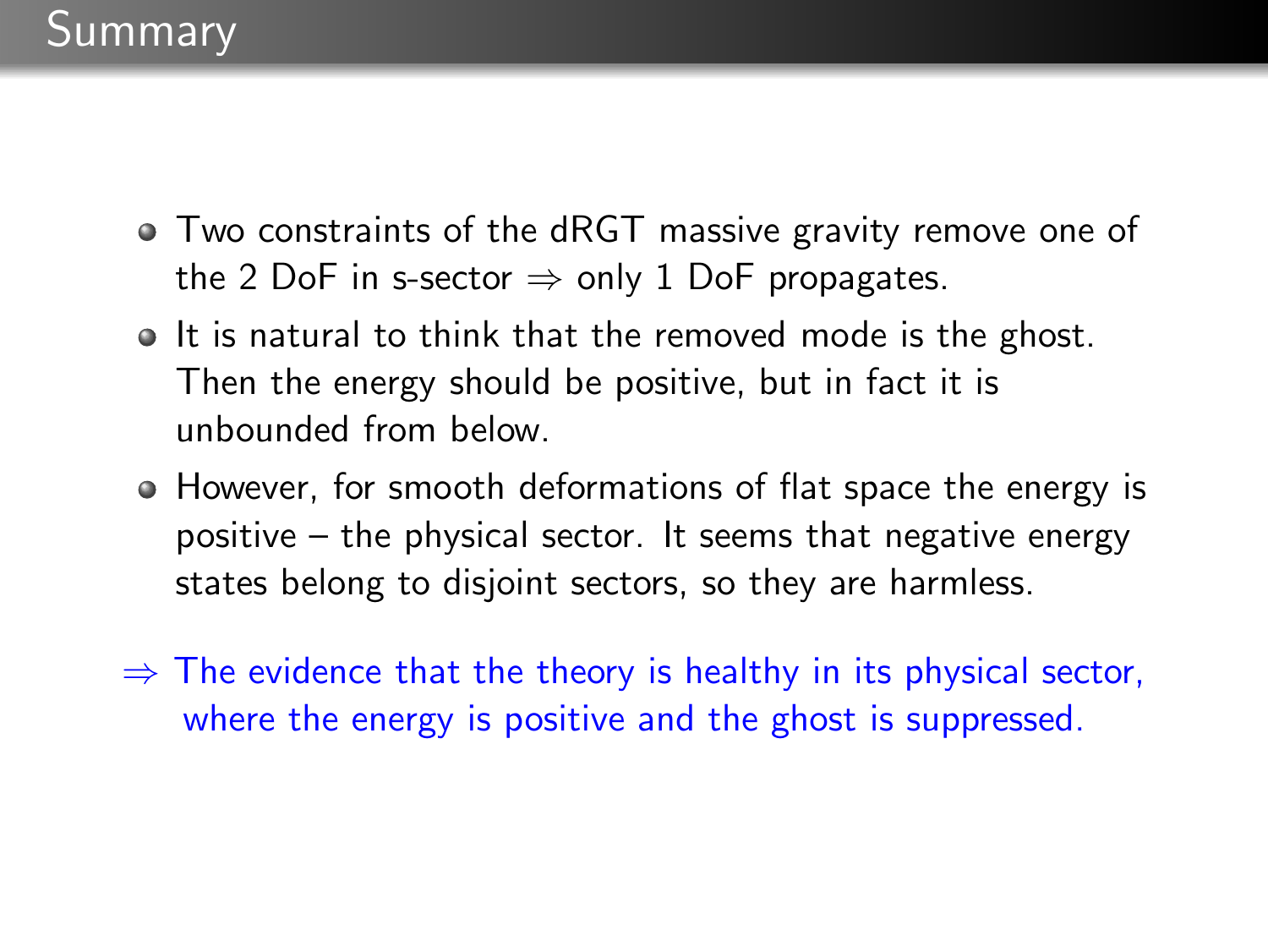# Summary

- Two constraints of the dRGT massive gravity remove one of the 2 DoF in s-sector $\Rightarrow$ only 1 DoF propagates.
- It is natural to think that the removed mode is the ghost. Then the energy should be positive, but in fact it is unbounded from below.
- However, for smooth deformations of flat space the energy is positive – the physical sector. It seems that negative energy states belong to disjoint sectors, so they are harmless.

$\Rightarrow$ The evidence that the theory is healthy in its physical sector, where the energy is positive and the ghost is suppressed.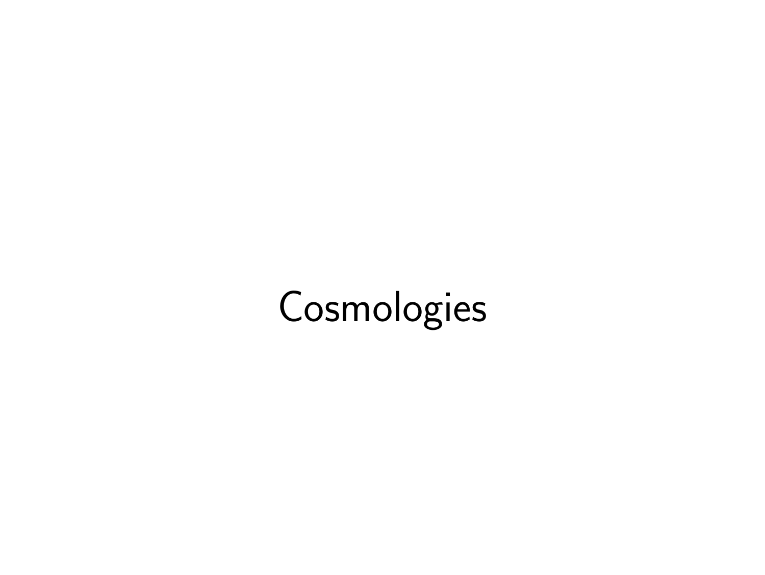# Cosmologies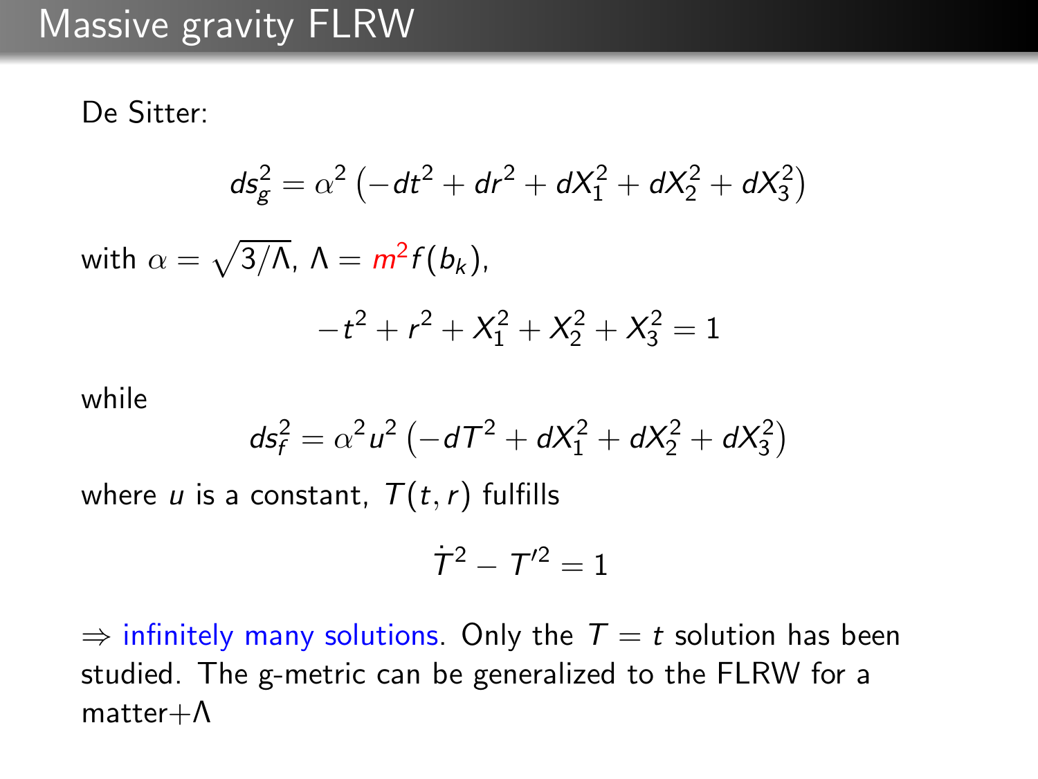# Massive gravity FLRW

De Sitter:

$$ds_g^2 = \alpha^2 \left(-dt^2 + dr^2 + dX_1^2 + dX_2^2 + dX_3^2\right)$$

with $\alpha = \sqrt{3/\Lambda}$, $\Lambda = m^2 f(b_k)$,

$$-t^2 + r^2 + X_1^2 + X_2^2 + X_3^2 = 1$$

while

$$ds_f^2 = \alpha^2 u^2 \left(-dT^2 + dX_1^2 + dX_2^2 + dX_3^2\right)$$

where $u$ is a constant, $T(t, r)$ fulfills

$$\dot{T}^2 - T'^2 = 1$$

$\Rightarrow$ infinitely many solutions. Only the $T = t$ solution has been studied. The g-metric can be generalized to the FLRW for a matter+$\Lambda$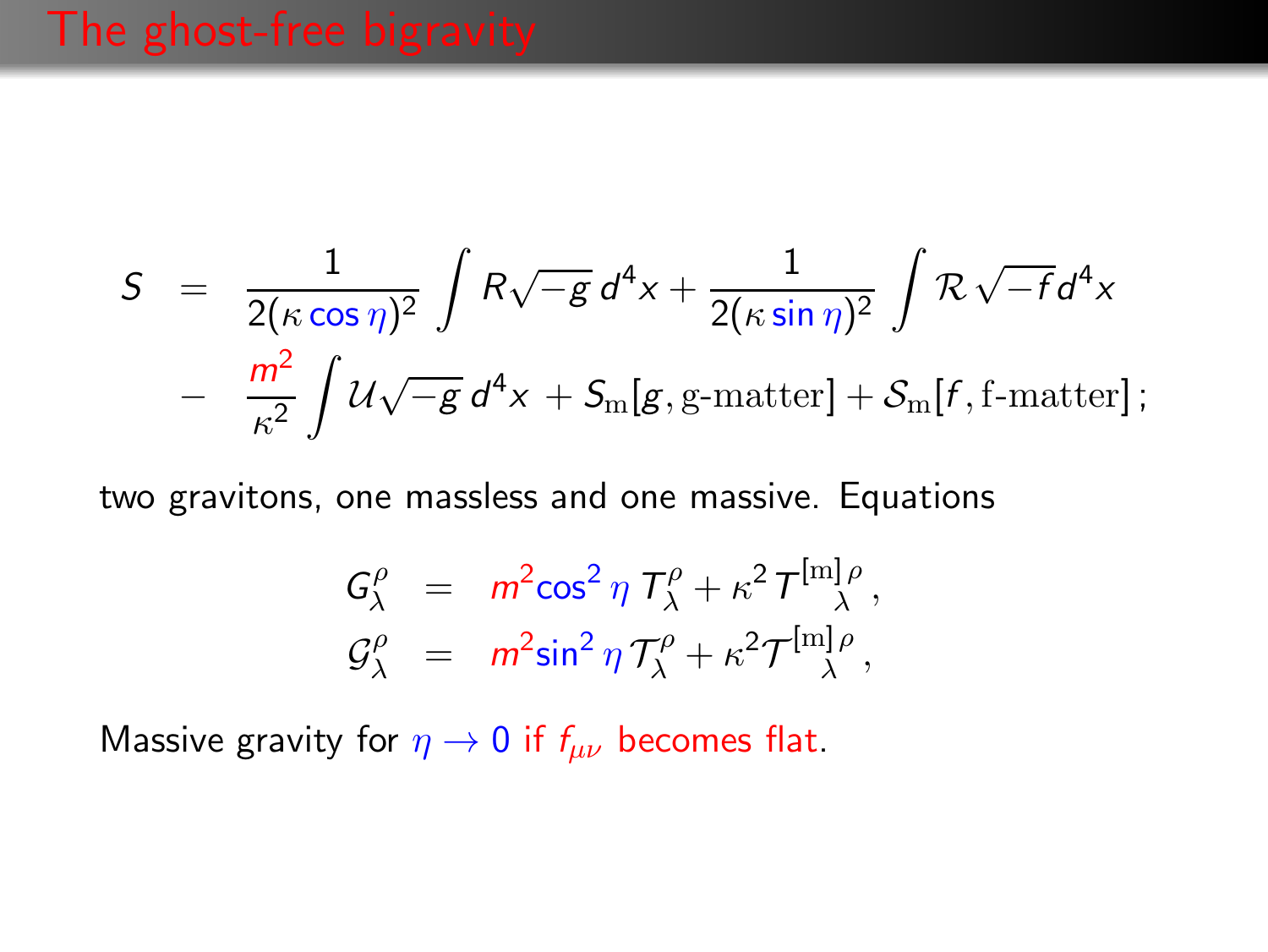# The ghost-free bigravity

$$
\begin{aligned}
S &= \frac{1}{2(\kappa\cos\eta)^2}\int R\sqrt{-g}\,d^4x + \frac{1}{2(\kappa\sin\eta)^2}\int \mathcal{R}\,\sqrt{-f}d^4x \\
&- \frac{m^2}{\kappa^2}\int \mathcal{U}\sqrt{-g}\,d^4x + S_{\rm m}[g,\text{g-matter}] + \mathcal{S}_{\rm m}[f,\text{f-matter}]\,;
\end{aligned}
$$

two gravitons, one massless and one massive. Equations

$$
\begin{aligned}
G^{\rho}_{\lambda} &= m^2\cos^2\eta\, T^{\rho}_{\lambda} + \kappa^2\, T^{[\rm m]\,\rho}_{\ \ \ \ \lambda}\,, \\
\mathcal{G}^{\rho}_{\lambda} &= m^2\sin^2\eta\, \mathcal{T}^{\rho}_{\lambda} + \kappa^2 \mathcal{T}^{[\rm m]\,\rho}_{\ \ \ \ \lambda}\,,
\end{aligned}
$$

Massive gravity for $\eta \to 0$ if $f_{\mu\nu}$ becomes flat.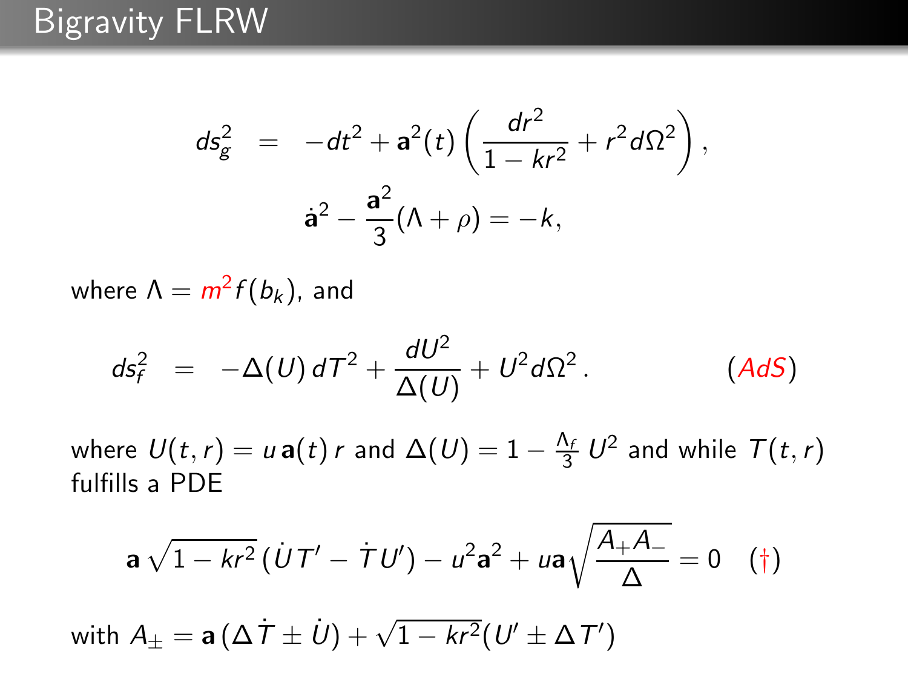# Bigravity FLRW

$$ds_g^2 \;=\; -dt^2 + \mathbf{a}^2(t)\left(\frac{dr^2}{1-kr^2} + r^2 d\Omega^2\right),$$

$$\dot{\mathbf{a}}^2 - \frac{\mathbf{a}^2}{3}(\Lambda + \rho) = -k,$$

where $\Lambda = m^2 f(b_k)$, and

$$ds_f^2 \;=\; -\Delta(U)\, dT^2 + \frac{dU^2}{\Delta(U)} + U^2 d\Omega^2 \,. \qquad (AdS)$$

where $U(t,r) = u\,\mathbf{a}(t)\, r$ and $\Delta(U) = 1 - \frac{\Lambda_f}{3}\, U^2$ and while $T(t,r)$ fulfills a PDE

$$\mathbf{a}\sqrt{1-kr^2}\,(\dot{U}T' - \dot{T}U') - u^2\mathbf{a}^2 + u\mathbf{a}\sqrt{\frac{A_+ A_-}{\Delta}} = 0 \quad (\dagger)$$

with $A_\pm = \mathbf{a}\,(\Delta\,\dot{T} \pm \dot{U}) + \sqrt{1-kr^2}(U' \pm \Delta\, T')$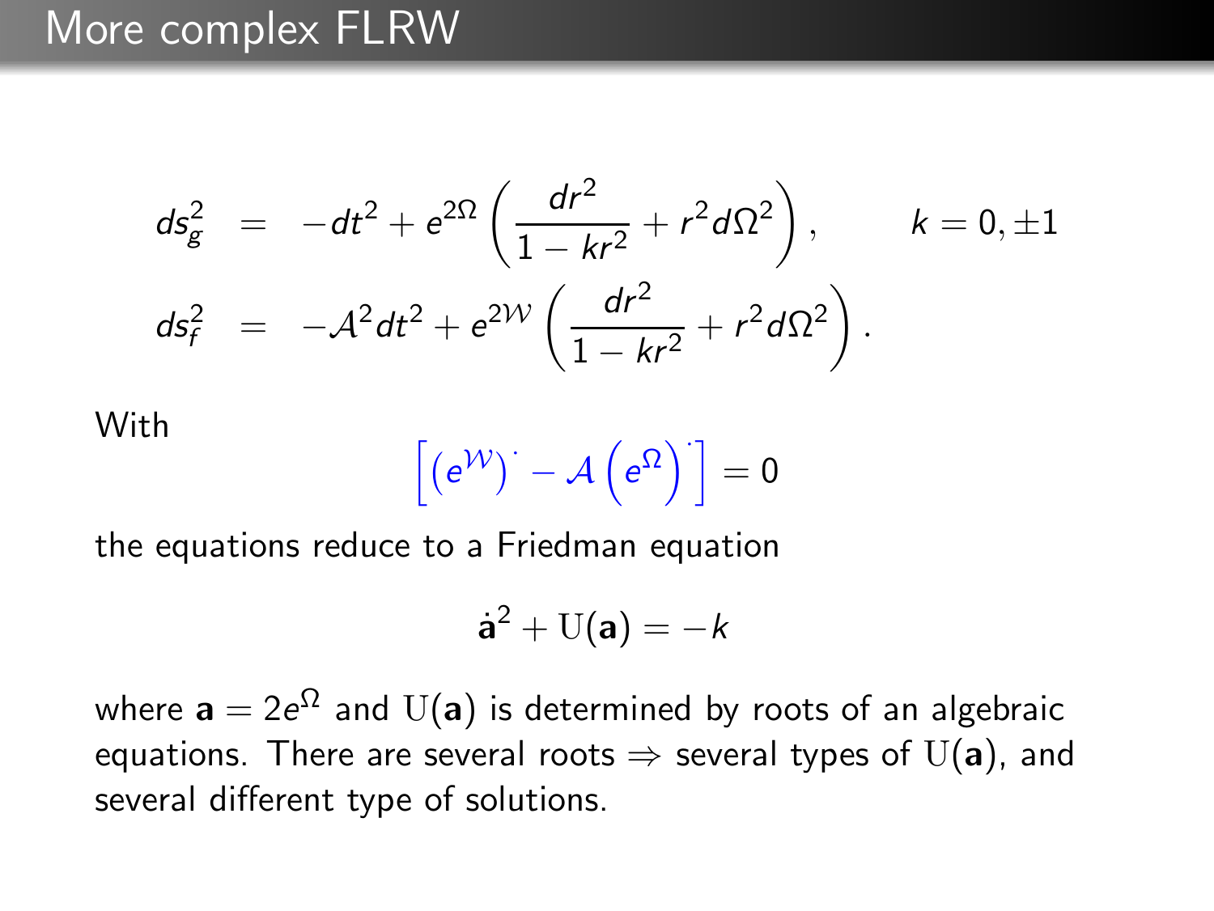# More complex FLRW

$$
\begin{aligned}
ds_g^2 &= -dt^2 + e^{2\Omega}\left(\frac{dr^2}{1-kr^2} + r^2 d\Omega^2\right), \qquad k = 0, \pm 1 \\
ds_f^2 &= -\mathcal{A}^2 dt^2 + e^{2\mathcal{W}}\left(\frac{dr^2}{1-kr^2} + r^2 d\Omega^2\right).
\end{aligned}
$$

With

$$
\left[\left(e^{\mathcal{W}}\right)^{\cdot} - \mathcal{A}\left(e^{\Omega}\right)^{\cdot}\right] = 0
$$

the equations reduce to a Friedman equation

$$
\dot{\mathbf{a}}^2 + \mathrm{U}(\mathbf{a}) = -k
$$

where $\mathbf{a} = 2e^{\Omega}$ and $\mathrm{U}(\mathbf{a})$ is determined by roots of an algebraic equations. There are several roots $\Rightarrow$ several types of $\mathrm{U}(\mathbf{a})$, and several different type of solutions.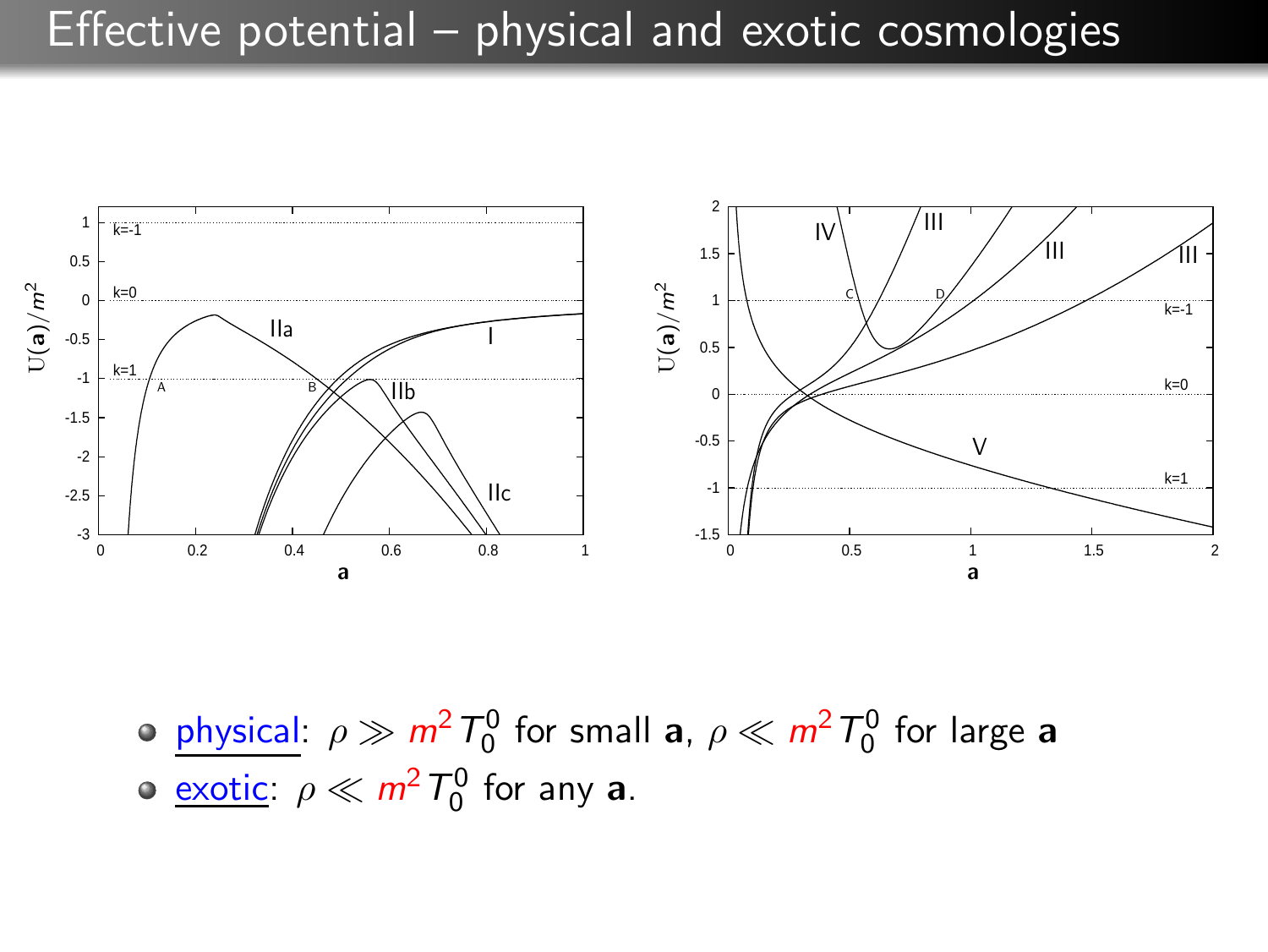# Effective potential – physical and exotic cosmologies

- physical: $\rho \gg m^2 T_0^0$ for small $\mathbf{a}$, $\rho \ll m^2 T_0^0$ for large $\mathbf{a}$
- exotic: $\rho \ll m^2 T_0^0$ for any $\mathbf{a}$.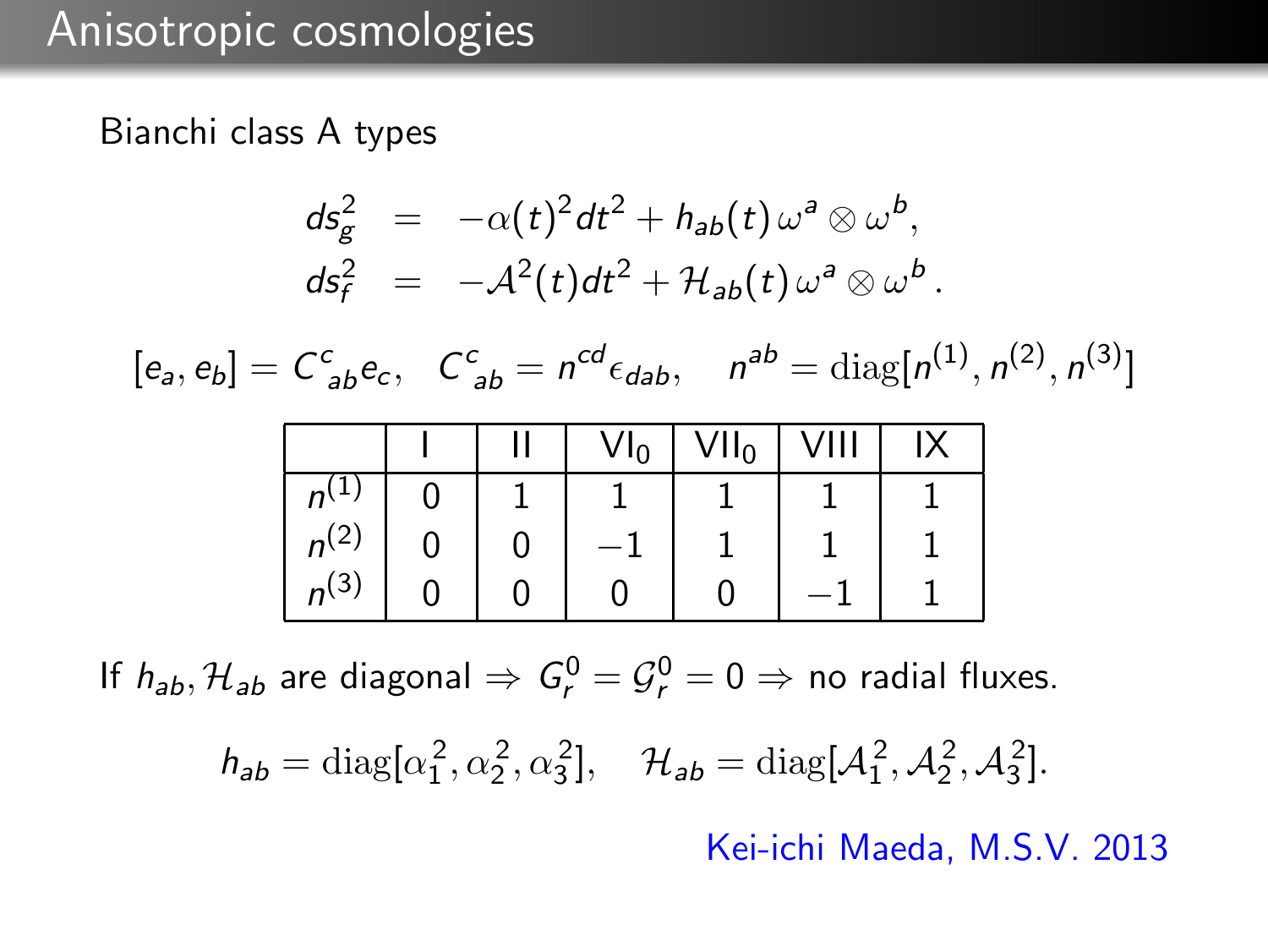# Anisotropic cosmologies

Bianchi class A types

$$
\begin{aligned}
ds_g^2 &= -\alpha(t)^2 dt^2 + h_{ab}(t)\,\omega^a \otimes \omega^b, \\
ds_f^2 &= -\mathcal{A}^2(t) dt^2 + \mathcal{H}_{ab}(t)\,\omega^a \otimes \omega^b .
\end{aligned}
$$

$$
[e_a, e_b] = C^c{}_{ab} e_c, \quad C^c{}_{ab} = n^{cd}\epsilon_{dab}, \quad n^{ab} = \mathrm{diag}[n^{(1)}, n^{(2)}, n^{(3)}]
$$

| | I | II | $\mathrm{VI}_0$ | $\mathrm{VII}_0$ | VIII | IX |
|---|---|---|---|---|---|---|
| $n^{(1)}$ | 0 | 1 | 1 | 1 | 1 | 1 |
| $n^{(2)}$ | 0 | 0 | $-1$ | 1 | 1 | 1 |
| $n^{(3)}$ | 0 | 0 | 0 | 0 | $-1$ | 1 |

If $h_{ab}, \mathcal{H}_{ab}$ are diagonal $\Rightarrow$ $G^0_r = \mathcal{G}^0_r = 0 \Rightarrow$ no radial fluxes.

$$
h_{ab} = \mathrm{diag}[\alpha_1^2, \alpha_2^2, \alpha_3^2], \quad \mathcal{H}_{ab} = \mathrm{diag}[\mathcal{A}_1^2, \mathcal{A}_2^2, \mathcal{A}_3^2].
$$

Kei-ichi Maeda, M.S.V. 2013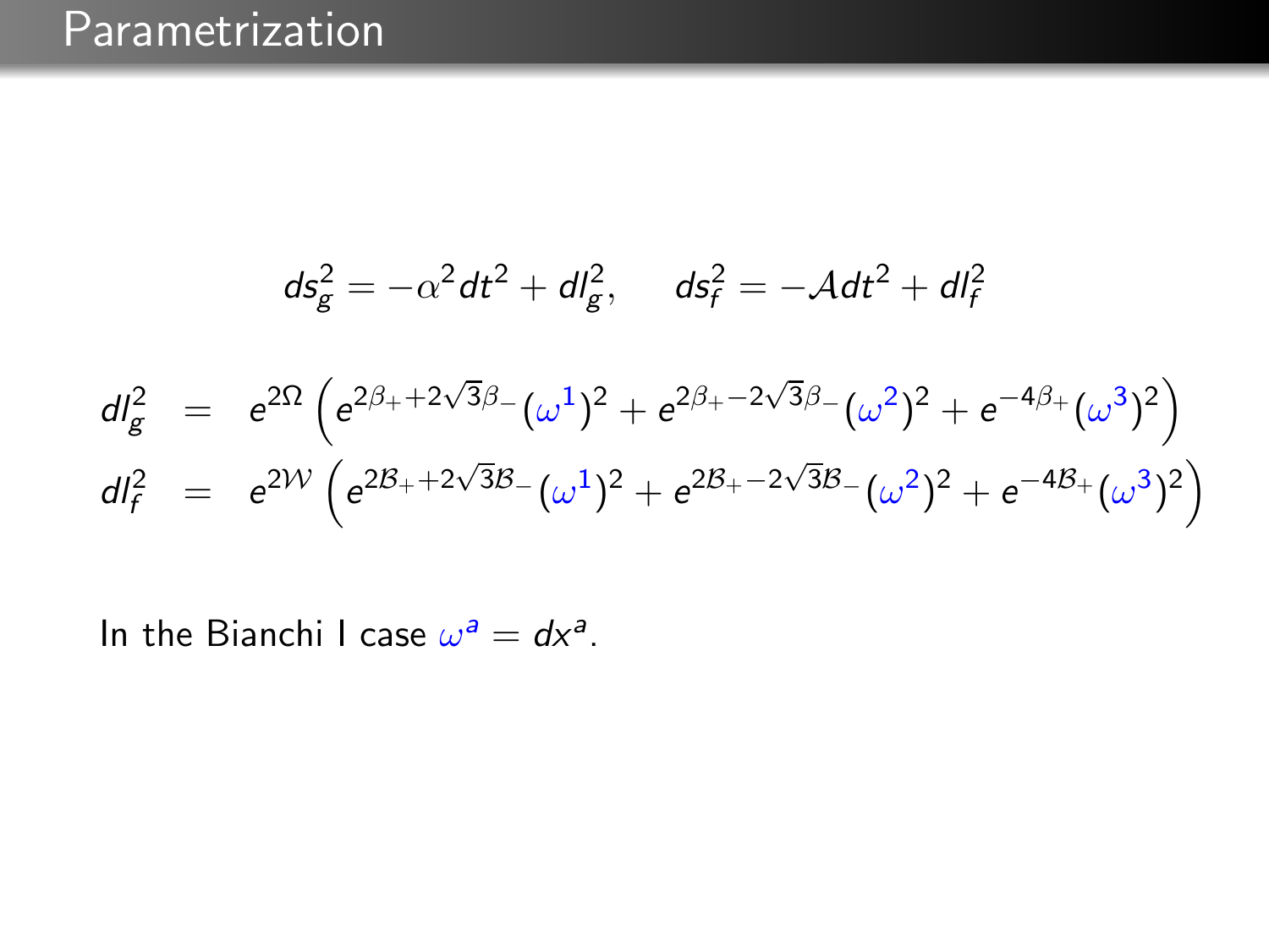# Parametrization

$$ds_g^2 = -\alpha^2 dt^2 + dl_g^2, \qquad ds_f^2 = -\mathcal{A} dt^2 + dl_f^2$$

$$\begin{aligned}
dl_g^2 &= e^{2\Omega}\left(e^{2\beta_+ + 2\sqrt{3}\beta_-}(\omega^1)^2 + e^{2\beta_+ - 2\sqrt{3}\beta_-}(\omega^2)^2 + e^{-4\beta_+}(\omega^3)^2\right) \\
dl_f^2 &= e^{2\mathcal{W}}\left(e^{2\mathcal{B}_+ + 2\sqrt{3}\mathcal{B}_-}(\omega^1)^2 + e^{2\mathcal{B}_+ - 2\sqrt{3}\mathcal{B}_-}(\omega^2)^2 + e^{-4\mathcal{B}_+}(\omega^3)^2\right)
\end{aligned}$$

In the Bianchi I case $\omega^a = dx^a$.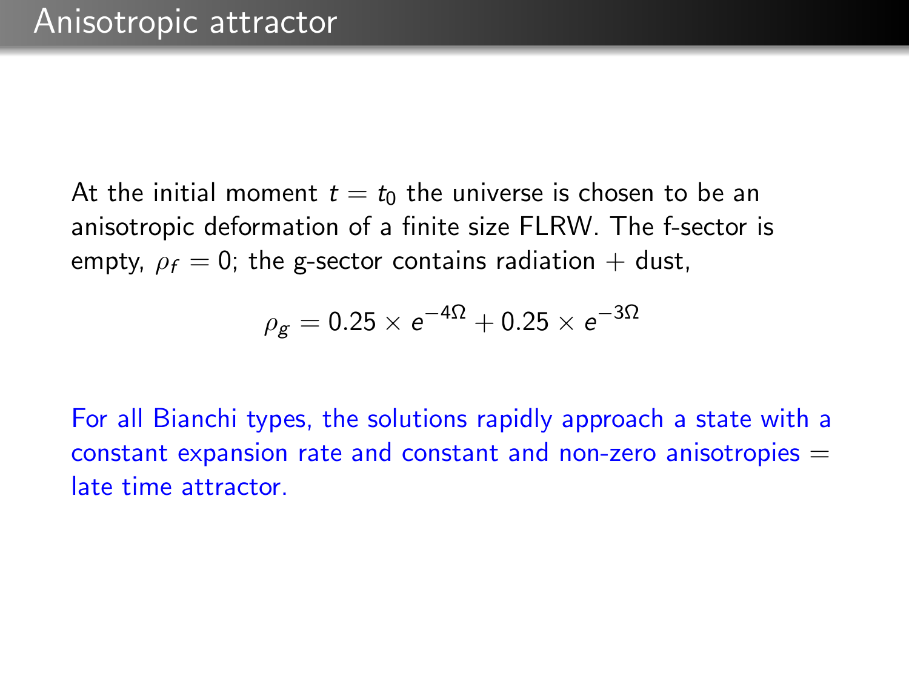# Anisotropic attractor

At the initial moment $t = t_0$ the universe is chosen to be an anisotropic deformation of a finite size FLRW. The f-sector is empty, $\rho_f = 0$; the g-sector contains radiation + dust,

$$\rho_g = 0.25 \times e^{-4\Omega} + 0.25 \times e^{-3\Omega}$$

For all Bianchi types, the solutions rapidly approach a state with a constant expansion rate and constant and non-zero anisotropies = late time attractor.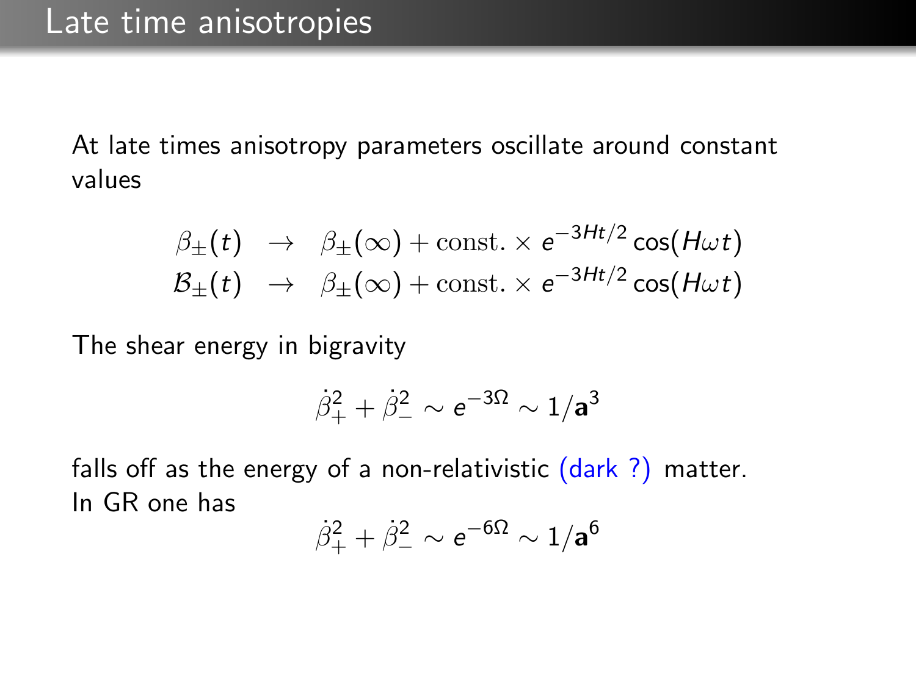# Late time anisotropies

At late times anisotropy parameters oscillate around constant values

$$
\begin{aligned}
\beta_\pm(t) &\rightarrow \beta_\pm(\infty) + \text{const.} \times e^{-3Ht/2}\cos(H\omega t) \\
\mathcal{B}_\pm(t) &\rightarrow \beta_\pm(\infty) + \text{const.} \times e^{-3Ht/2}\cos(H\omega t)
\end{aligned}
$$

The shear energy in bigravity

$$
\dot{\beta}_+^2 + \dot{\beta}_-^2 \sim e^{-3\Omega} \sim 1/\mathbf{a}^3
$$

falls off as the energy of a non-relativistic (dark ?) matter.
In GR one has

$$
\dot{\beta}_+^2 + \dot{\beta}_-^2 \sim e^{-6\Omega} \sim 1/\mathbf{a}^6
$$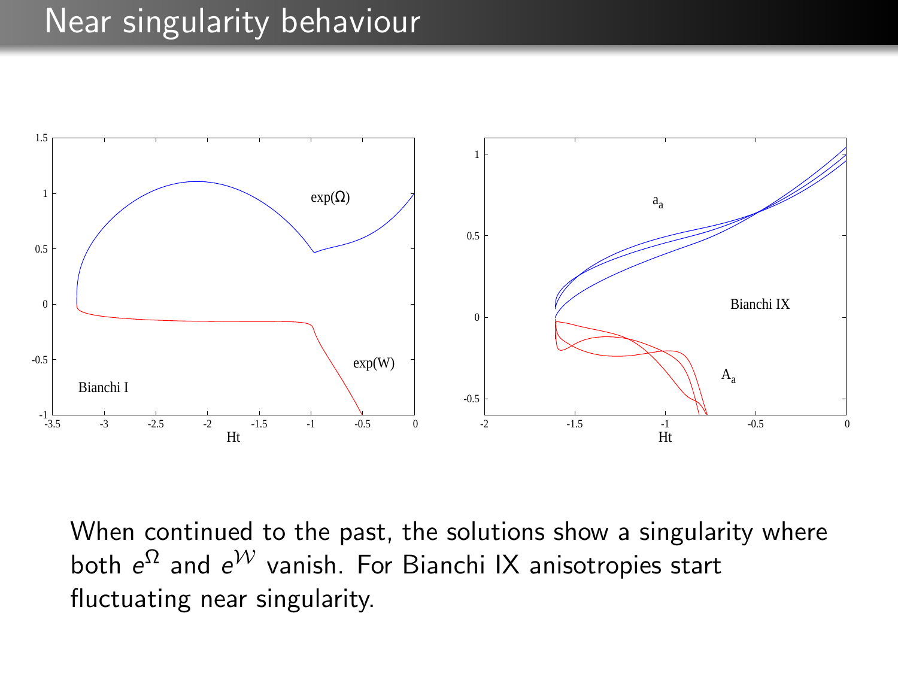# Near singularity behaviour

When continued to the past, the solutions show a singularity where both $e^{\Omega}$ and $e^{\mathcal{W}}$ vanish. For Bianchi IX anisotropies start fluctuating near singularity.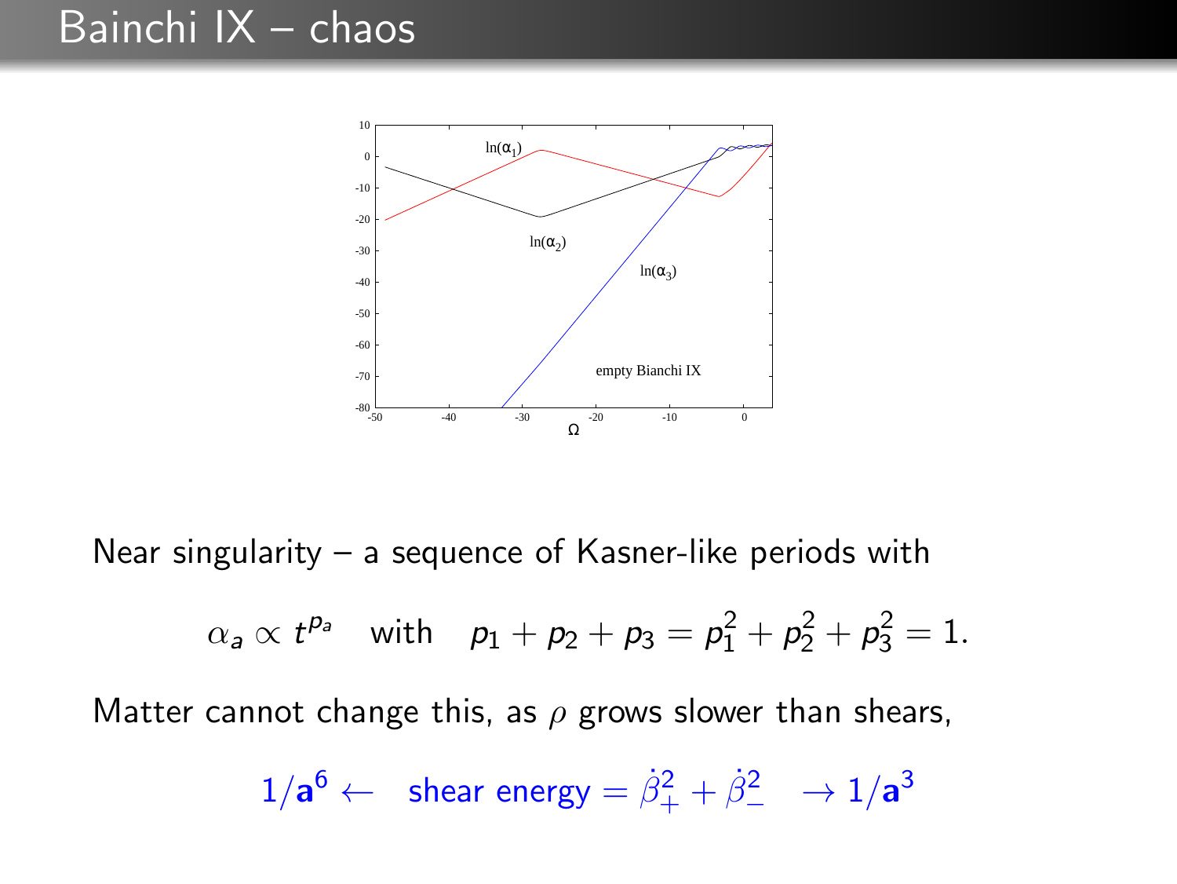# Bainchi IX – chaos

Near singularity – a sequence of Kasner-like periods with

$$\alpha_a \propto t^{p_a} \quad \text{with} \quad p_1 + p_2 + p_3 = p_1^2 + p_2^2 + p_3^2 = 1.$$

Matter cannot change this, as $\rho$ grows slower than shears,

$$1/\mathbf{a}^6 \leftarrow \quad \text{shear energy} = \dot{\beta}_+^2 + \dot{\beta}_-^2 \quad \rightarrow 1/\mathbf{a}^3$$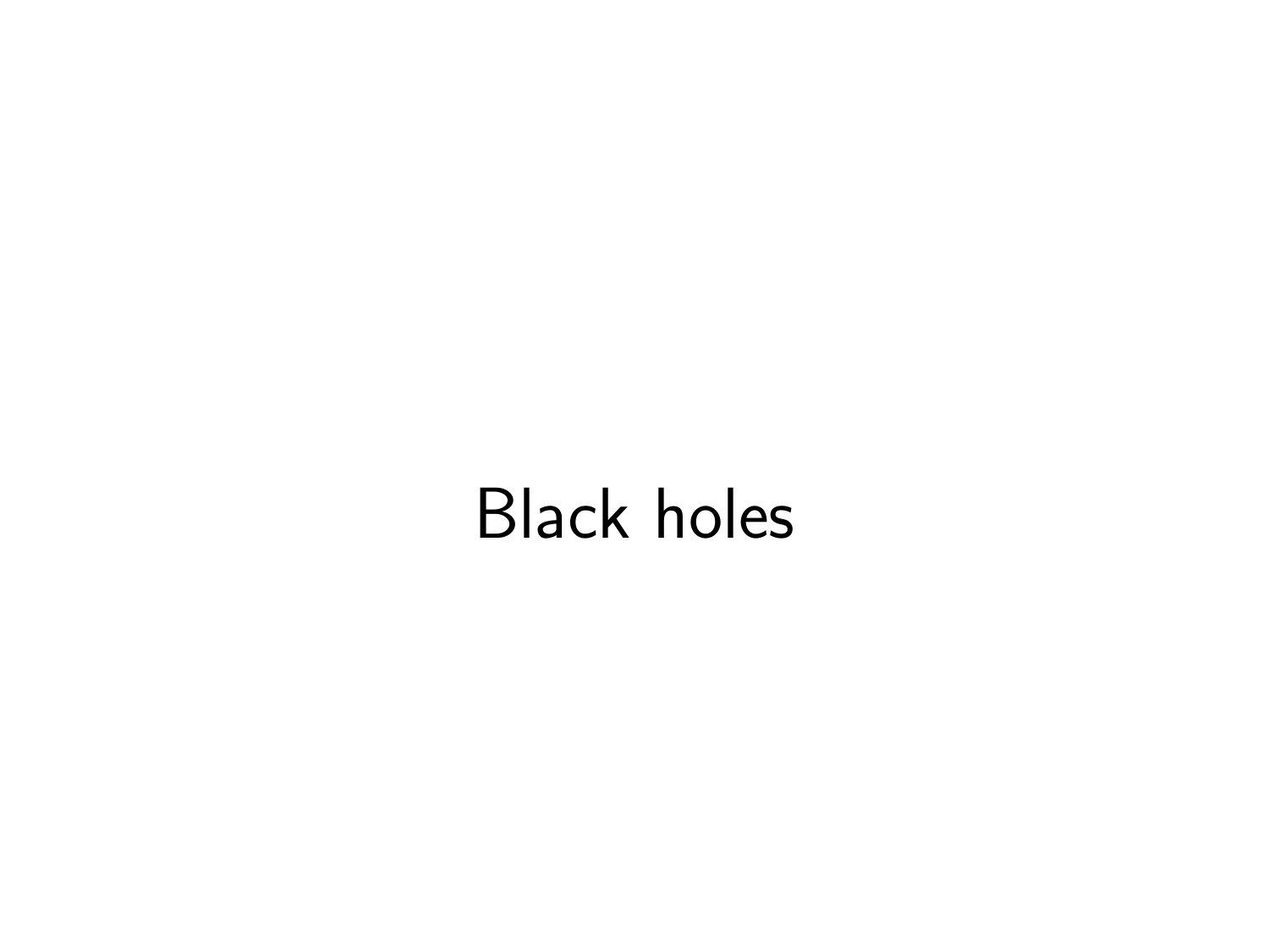# Black holes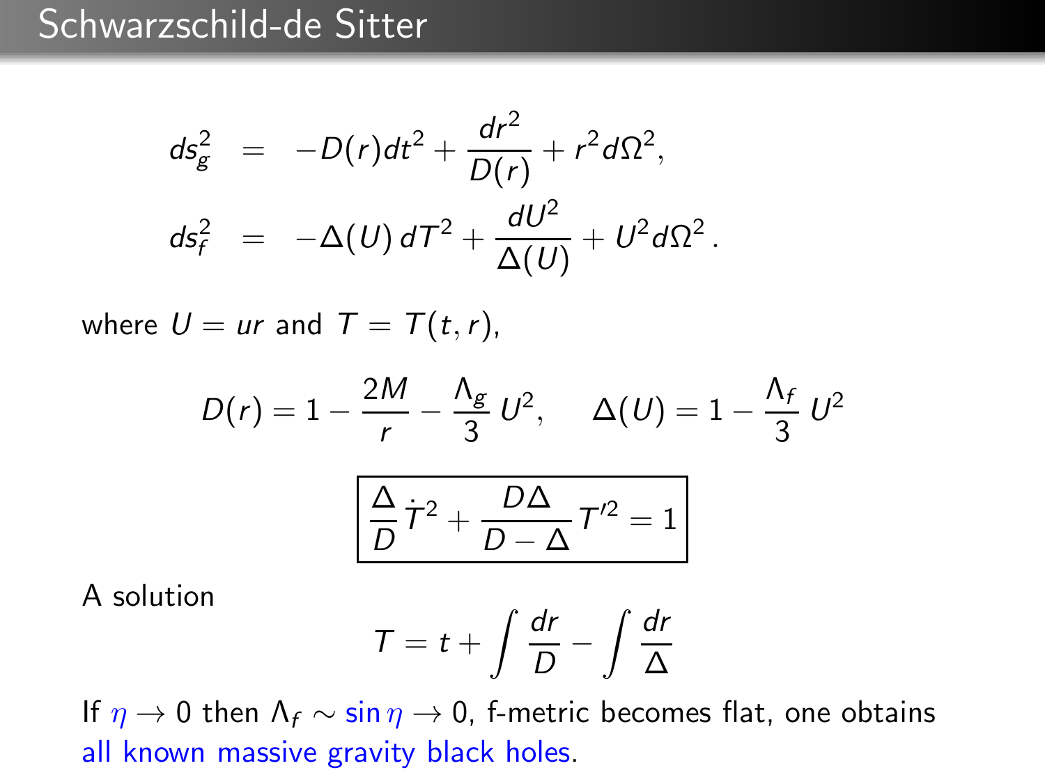# Schwarzschild-de Sitter

$$
\begin{aligned}
ds_g^2 &= -D(r)dt^2 + \frac{dr^2}{D(r)} + r^2 d\Omega^2, \\
ds_f^2 &= -\Delta(U)\, dT^2 + \frac{dU^2}{\Delta(U)} + U^2 d\Omega^2 .
\end{aligned}
$$

where $U = ur$ and $T = T(t, r)$,

$$
D(r) = 1 - \frac{2M}{r} - \frac{\Lambda_g}{3} U^2, \qquad \Delta(U) = 1 - \frac{\Lambda_f}{3} U^2
$$

$$
\boxed{\frac{\Delta}{D} \dot{T}^2 + \frac{D\Delta}{D - \Delta} T'^2 = 1}
$$

A solution

$$
T = t + \int \frac{dr}{D} - \int \frac{dr}{\Delta}
$$

If $\eta \to 0$ then $\Lambda_f \sim \sin \eta \to 0$, f-metric becomes flat, one obtains all known massive gravity black holes.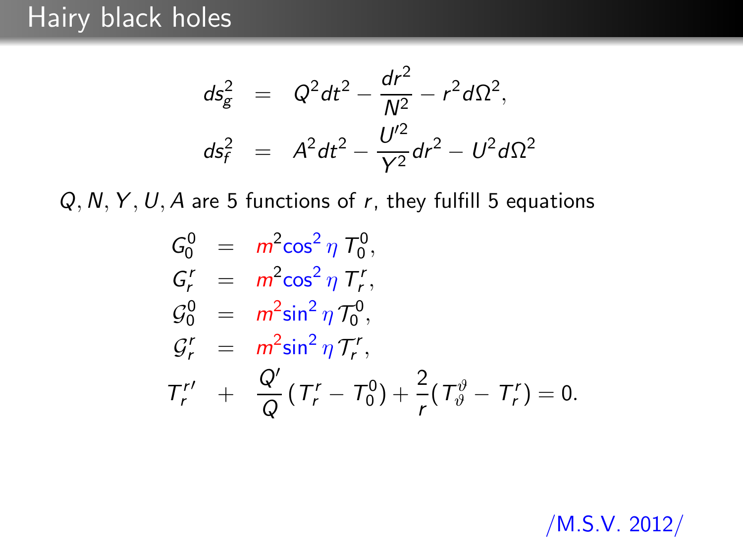# Hairy black holes

$$
\begin{aligned}
ds_g^2 &= Q^2 dt^2 - \frac{dr^2}{N^2} - r^2 d\Omega^2, \\
ds_f^2 &= A^2 dt^2 - \frac{U'^2}{Y^2} dr^2 - U^2 d\Omega^2
\end{aligned}
$$

$Q, N, Y, U, A$ are 5 functions of $r$, they fulfill 5 equations

$$
\begin{aligned}
G_0^0 &= m^2 \cos^2 \eta \, T_0^0, \\
G_r^r &= m^2 \cos^2 \eta \, T_r^r, \\
\mathcal{G}_0^0 &= m^2 \sin^2 \eta \, \mathcal{T}_0^0, \\
\mathcal{G}_r^r &= m^2 \sin^2 \eta \, \mathcal{T}_r^r, \\
T_r^{r\prime} &+ \frac{Q'}{Q}(T_r^r - T_0^0) + \frac{2}{r}(T_\vartheta^\vartheta - T_r^r) = 0.
\end{aligned}
$$

/M.S.V. 2012/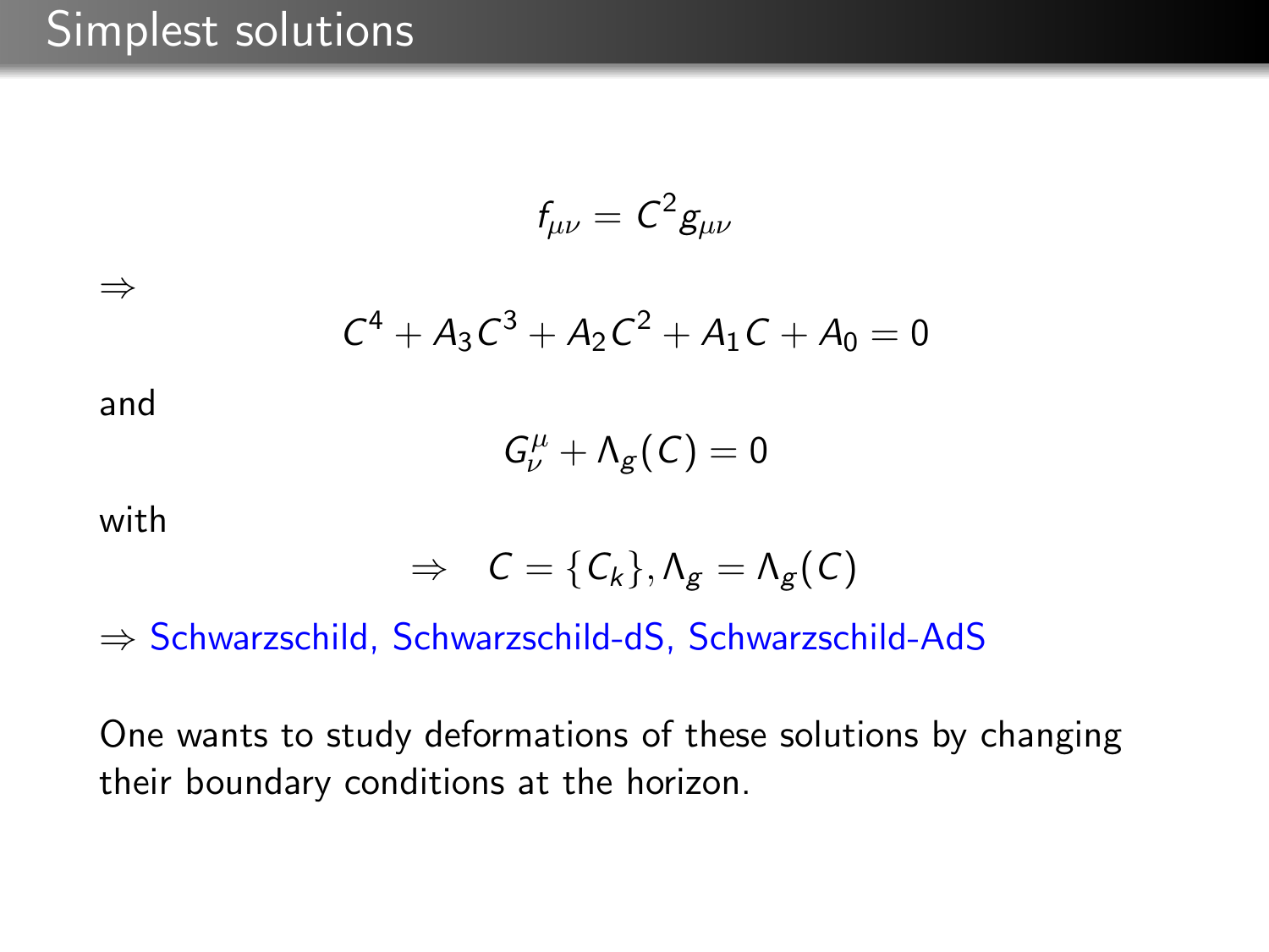# Simplest solutions

$$f_{\mu\nu} = C^2 g_{\mu\nu}$$

$\Rightarrow$

$$C^4 + A_3 C^3 + A_2 C^2 + A_1 C + A_0 = 0$$

and

$$G^\mu_\nu + \Lambda_g(C) = 0$$

with

$$\Rightarrow \quad C = \{C_k\}, \Lambda_g = \Lambda_g(C)$$

$\Rightarrow$ Schwarzschild, Schwarzschild-dS, Schwarzschild-AdS

One wants to study deformations of these solutions by changing their boundary conditions at the horizon.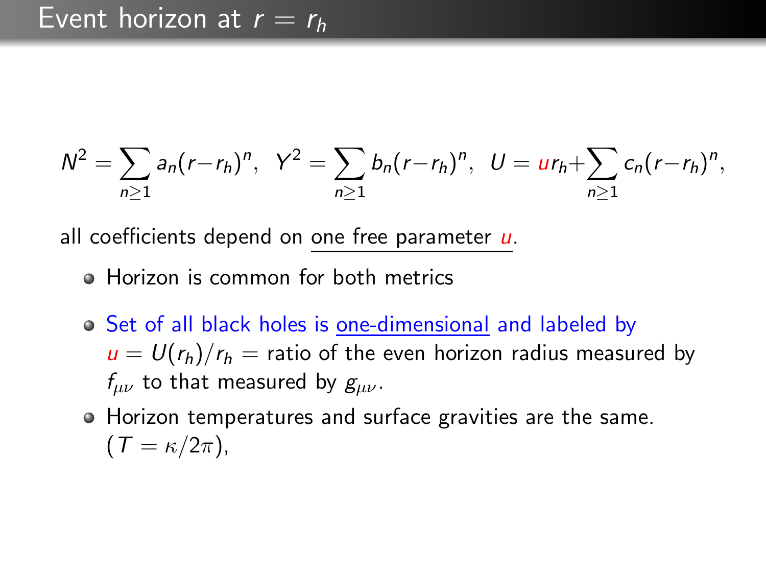# Event horizon at $r = r_h$

$$N^2 = \sum_{n\geq 1} a_n (r-r_h)^n, \;\; Y^2 = \sum_{n\geq 1} b_n (r-r_h)^n, \;\; U = u r_h + \sum_{n\geq 1} c_n (r-r_h)^n,$$

all coefficients depend on one free parameter $u$.

- Horizon is common for both metrics
- Set of all black holes is one-dimensional and labeled by $u = U(r_h)/r_h$ = ratio of the even horizon radius measured by $f_{\mu\nu}$ to that measured by $g_{\mu\nu}$.
- Horizon temperatures and surface gravities are the same. ($T = \kappa/2\pi$),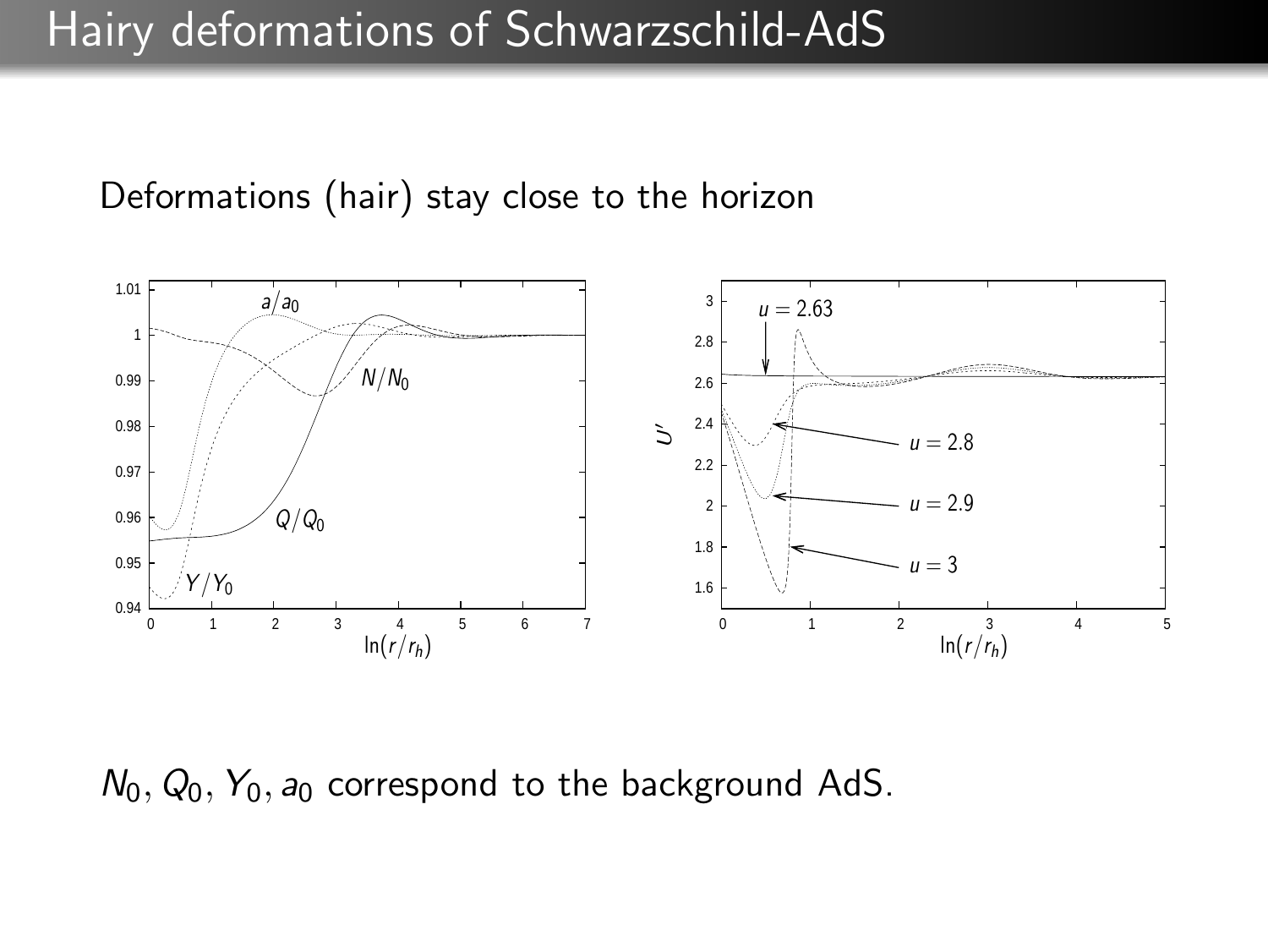# Hairy deformations of Schwarzschild-AdS

Deformations (hair) stay close to the horizon

$N_0, Q_0, Y_0, a_0$ correspond to the background AdS.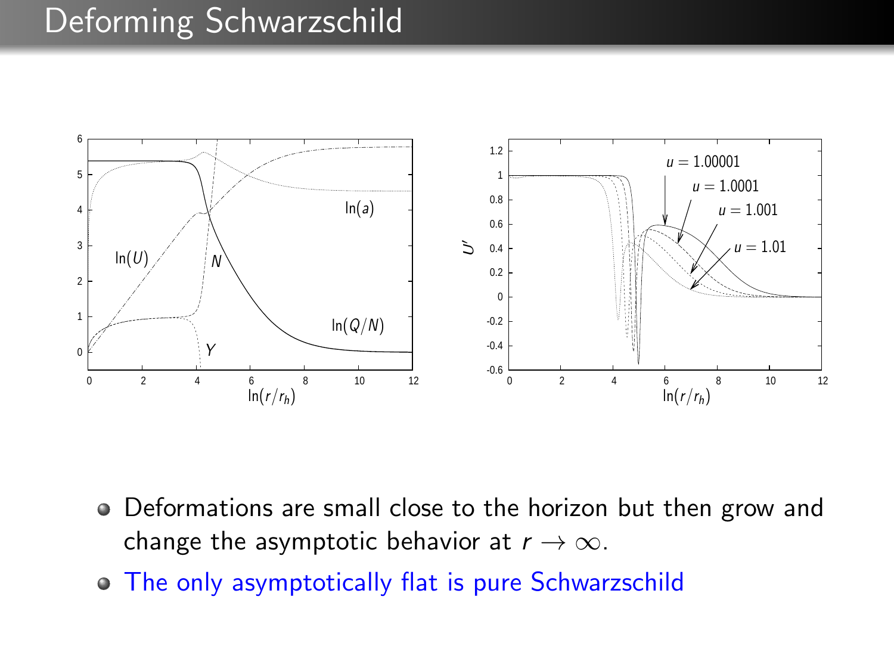# Deforming Schwarzschild

- Deformations are small close to the horizon but then grow and change the asymptotic behavior at $r \to \infty$.
- The only asymptotically flat is pure Schwarzschild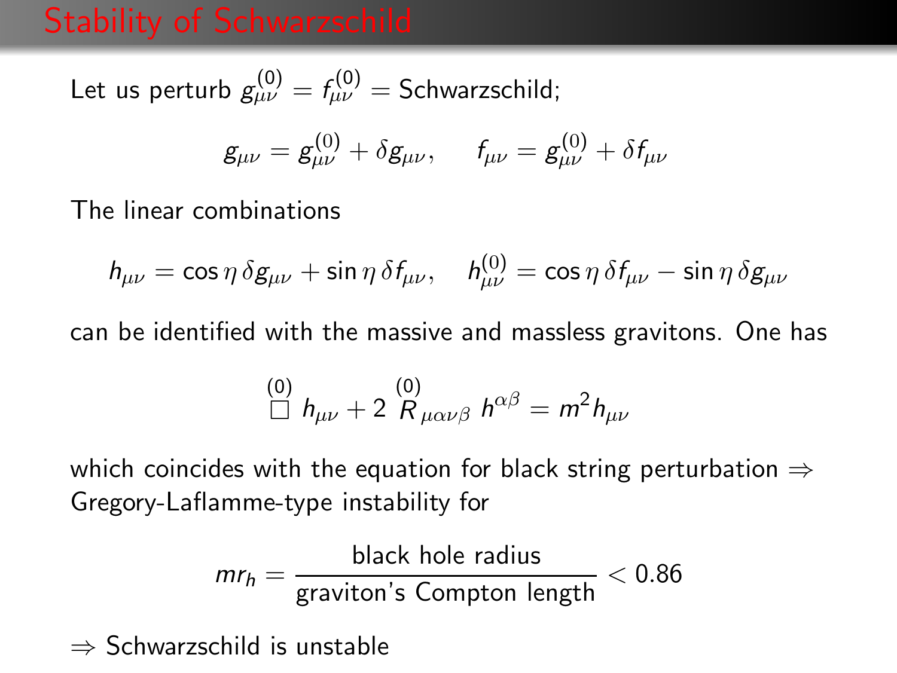# Stability of Schwarzschild

Let us perturb $g^{(0)}_{\mu\nu} = f^{(0)}_{\mu\nu} =$ Schwarzschild;

$$g_{\mu\nu} = g^{(0)}_{\mu\nu} + \delta g_{\mu\nu}, \qquad f_{\mu\nu} = g^{(0)}_{\mu\nu} + \delta f_{\mu\nu}$$

The linear combinations

$$h_{\mu\nu} = \cos\eta\, \delta g_{\mu\nu} + \sin\eta\, \delta f_{\mu\nu}, \quad h^{(0)}_{\mu\nu} = \cos\eta\, \delta f_{\mu\nu} - \sin\eta\, \delta g_{\mu\nu}$$

can be identified with the massive and massless gravitons. One has

$$\overset{(0)}{\Box}\, h_{\mu\nu} + 2\, \overset{(0)}{R}{}_{\mu\alpha\nu\beta}\, h^{\alpha\beta} = m^2 h_{\mu\nu}$$

which coincides with the equation for black string perturbation ⇒ Gregory-Laflamme-type instability for

$$mr_h = \frac{\text{black hole radius}}{\text{graviton's Compton length}} < 0.86$$

⇒ Schwarzschild is unstable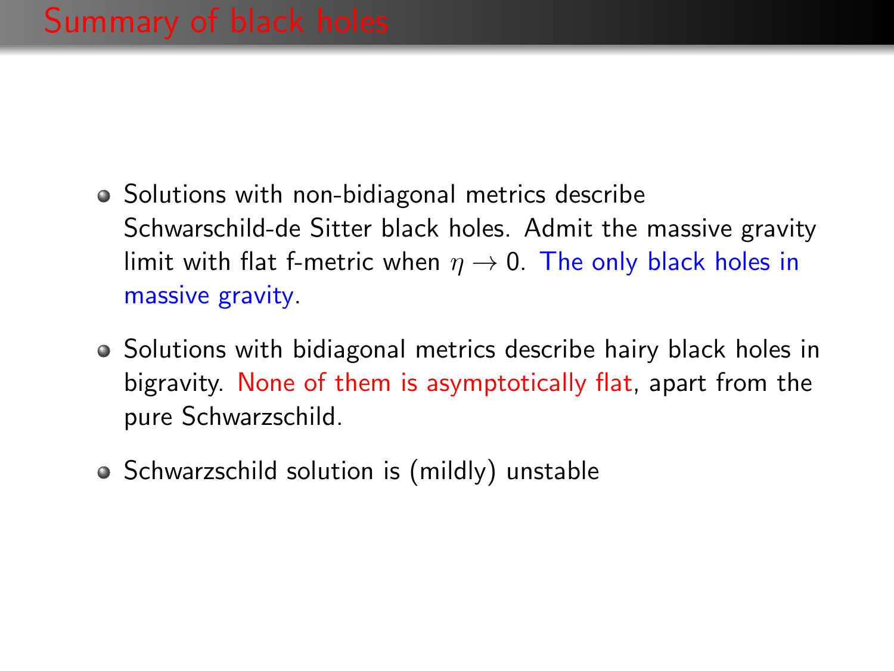# Summary of black holes

- Solutions with non-bidiagonal metrics describe Schwarschild-de Sitter black holes. Admit the massive gravity limit with flat f-metric when $\eta \to 0$. The only black holes in massive gravity.
- Solutions with bidiagonal metrics describe hairy black holes in bigravity. None of them is asymptotically flat, apart from the pure Schwarzschild.
- Schwarzschild solution is (mildly) unstable